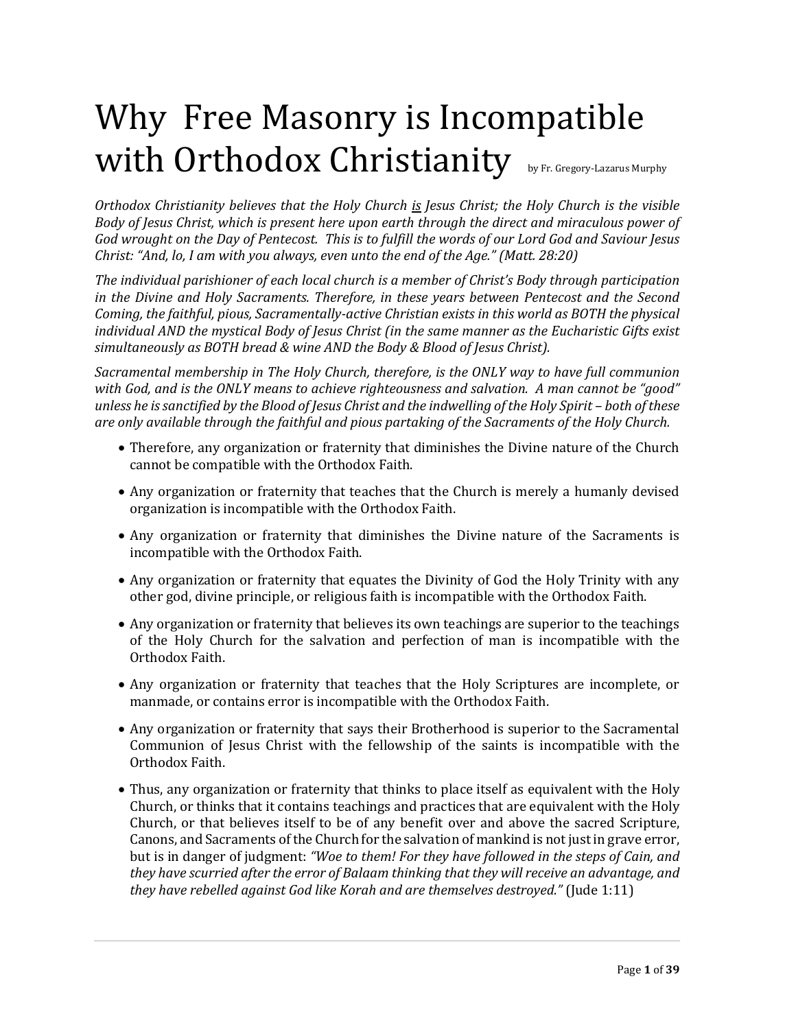# Why Free Masonry is Incompatible with Orthodox Christianity

by Fr. Gregory-Lazarus Murphy

*Orthodox Christianity believes that the Holy Church <u>is</u> Jesus Christ; the Holy Church is the visible Body of Jesus Christ, which is present here upon earth through the direct and miraculous power of God wrought on the Day of Pentecost. This is to fulfill the words of our Lord God and Saviour Jesus Christ: "And, lo, I am with you always, even unto the end of the Age." (Matt. 28:20)*

*The individual parishioner of each local church is a member of Christ's Body through participation in the Divine and Holy Sacraments. Therefore, in these years between Pentecost and the Second Coming, the faithful, pious, Sacramentally-active Christian exists in this world as BOTH the physical individual AND the mystical Body of Jesus Christ (in the same manner as the Eucharistic Gifts exist simultaneously as BOTH bread & wine AND the Body & Blood of Jesus Christ).*

*Sacramental membership in The Holy Church, therefore, is the ONLY way to have full communion with God, and is the ONLY means to achieve righteousness and salvation. A man cannot be "good" unless he is sanctified by the Blood of Jesus Christ and the indwelling of the Holy Spirit – both of these are only available through the faithful and pious partaking of the Sacraments of the Holy Church.*

- Therefore, any organization or fraternity that diminishes the Divine nature of the Church cannot be compatible with the Orthodox Faith.
- Any organization or fraternity that teaches that the Church is merely a humanly devised organization is incompatible with the Orthodox Faith.
- Any organization or fraternity that diminishes the Divine nature of the Sacraments is incompatible with the Orthodox Faith.
- Any organization or fraternity that equates the Divinity of God the Holy Trinity with any other god, divine principle, or religious faith is incompatible with the Orthodox Faith.
- Any organization or fraternity that believes its own teachings are superior to the teachings of the Holy Church for the salvation and perfection of man is incompatible with the Orthodox Faith.
- Any organization or fraternity that teaches that the Holy Scriptures are incomplete, or manmade, or contains error is incompatible with the Orthodox Faith.
- Any organization or fraternity that says their Brotherhood is superior to the Sacramental Communion of Jesus Christ with the fellowship of the saints is incompatible with the Orthodox Faith.
- Thus, any organization or fraternity that thinks to place itself as equivalent with the Holy Church, or thinks that it contains teachings and practices that are equivalent with the Holy Church, or that believes itself to be of any benefit over and above the sacred Scripture, Canons, and Sacraments of the Church for the salvation of mankind is not just in grave error, but is in danger of judgment: *"Woe to them! For they have followed in the steps of Cain, and they have scurried after the error of Balaam thinking that they will receive an advantage, and they have rebelled against God like Korah and are themselves destroyed."* (Jude 1:11)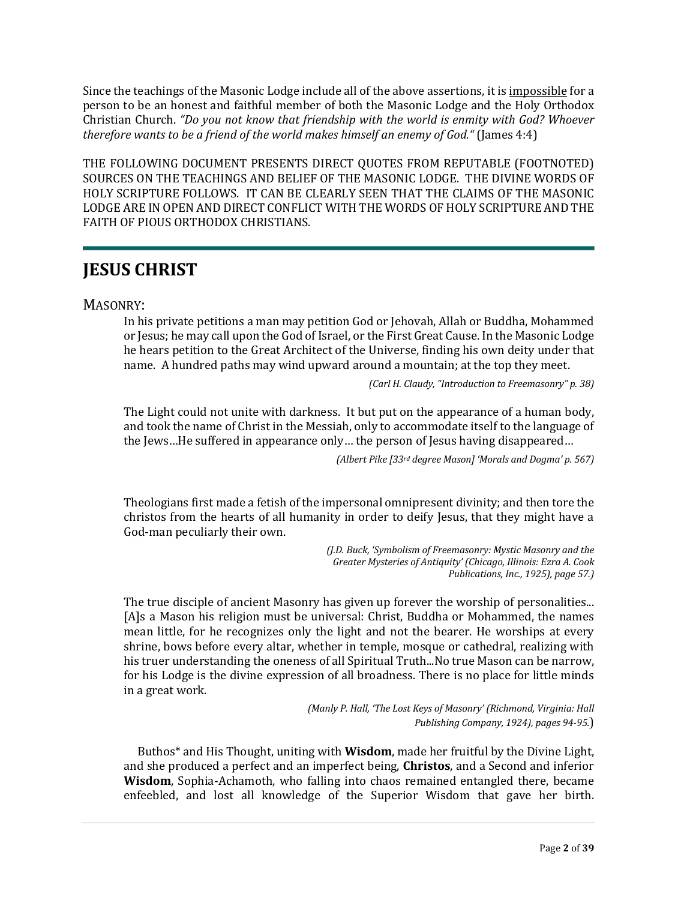Since the teachings of the Masonic Lodge include all of the above assertions, it is impossible for a person to be an honest and faithful member of both the Masonic Lodge and the Holy Orthodox Christian Church. *"Do you not know that friendship with the world is enmity with God? Whoever therefore wants to be a friend of the world makes himself an enemy of God."* (James 4:4)

THE FOLLOWING DOCUMENT PRESENTS DIRECT QUOTES FROM REPUTABLE (FOOTNOTED) SOURCES ON THE TEACHINGS AND BELIEF OF THE MASONIC LODGE. THE DIVINE WORDS OF HOLY SCRIPTURE FOLLOWS. IT CAN BE CLEARLY SEEN THAT THE CLAIMS OF THE MASONIC LODGE ARE IN OPEN AND DIRECT CONFLICT WITH THE WORDS OF HOLY SCRIPTURE AND THE FAITH OF PIOUS ORTHODOX CHRISTIANS.

# JESUS CHRIST

## MASONRY:

> In his private petitions a man may petition God or Jehovah, Allah or Buddha, Mohammed or Jesus; he may call upon the God of Israel, or the First Great Cause. In the Masonic Lodge he hears petition to the Great Architect of the Universe, finding his own deity under that name. A hundred paths may wind upward around a mountain; at the top they meet.
>
> *(Carl H. Claudy, "Introduction to Freemasonry" p. 38)*

> The Light could not unite with darkness. It but put on the appearance of a human body, and took the name of Christ in the Messiah, only to accommodate itself to the language of the Jews…He suffered in appearance only… the person of Jesus having disappeared…
>
> *(Albert Pike [33rd degree Mason] 'Morals and Dogma' p. 567)*

> Theologians first made a fetish of the impersonal omnipresent divinity; and then tore the christos from the hearts of all humanity in order to deify Jesus, that they might have a God-man peculiarly their own.
>
> *(J.D. Buck, 'Symbolism of Freemasonry: Mystic Masonry and the Greater Mysteries of Antiquity' (Chicago, Illinois: Ezra A. Cook Publications, Inc., 1925), page 57.)*

> The true disciple of ancient Masonry has given up forever the worship of personalities... [A]s a Mason his religion must be universal: Christ, Buddha or Mohammed, the names mean little, for he recognizes only the light and not the bearer. He worships at every shrine, bows before every altar, whether in temple, mosque or cathedral, realizing with his truer understanding the oneness of all Spiritual Truth...No true Mason can be narrow, for his Lodge is the divine expression of all broadness. There is no place for little minds in a great work.
>
> *(Manly P. Hall, 'The Lost Keys of Masonry' (Richmond, Virginia: Hall Publishing Company, 1924), pages 94-95.)*

> Buthos* and His Thought, uniting with **Wisdom**, made her fruitful by the Divine Light, and she produced a perfect and an imperfect being, **Christos**, and a Second and inferior **Wisdom**, Sophia-Achamoth, who falling into chaos remained entangled there, became enfeebled, and lost all knowledge of the Superior Wisdom that gave her birth.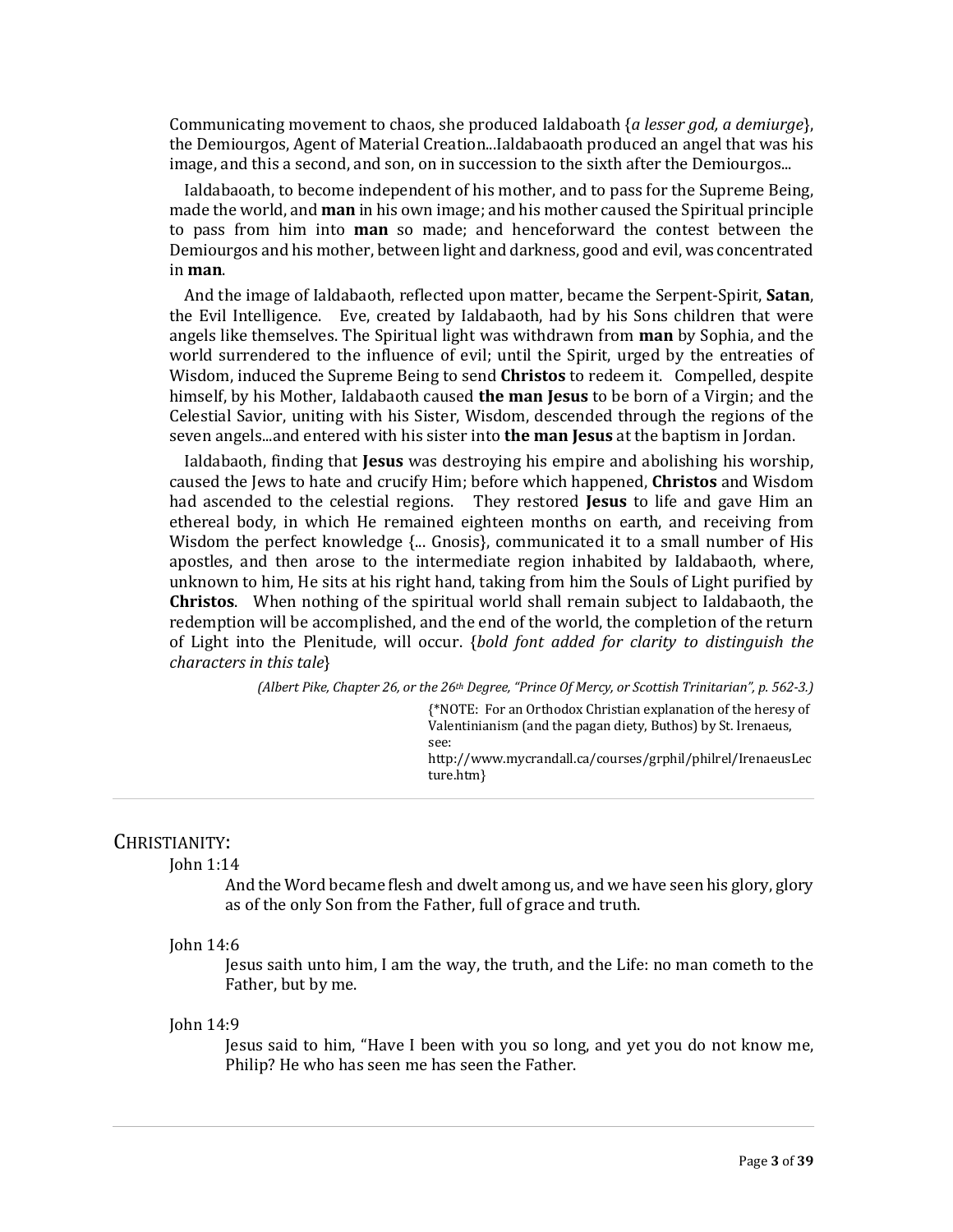Communicating movement to chaos, she produced Ialdaboath {*a lesser god, a demiurge*}, the Demiourgos, Agent of Material Creation...Ialdabaoath produced an angel that was his image, and this a second, and son, on in succession to the sixth after the Demiourgos...

Ialdabaoath, to become independent of his mother, and to pass for the Supreme Being, made the world, and **man** in his own image; and his mother caused the Spiritual principle to pass from him into **man** so made; and henceforward the contest between the Demiourgos and his mother, between light and darkness, good and evil, was concentrated in **man**.

And the image of Ialdabaoth, reflected upon matter, became the Serpent-Spirit, **Satan**, the Evil Intelligence. Eve, created by Ialdabaoth, had by his Sons children that were angels like themselves. The Spiritual light was withdrawn from **man** by Sophia, and the world surrendered to the influence of evil; until the Spirit, urged by the entreaties of Wisdom, induced the Supreme Being to send **Christos** to redeem it. Compelled, despite himself, by his Mother, Ialdabaoth caused **the man Jesus** to be born of a Virgin; and the Celestial Savior, uniting with his Sister, Wisdom, descended through the regions of the seven angels...and entered with his sister into **the man Jesus** at the baptism in Jordan.

Ialdabaoth, finding that **Jesus** was destroying his empire and abolishing his worship, caused the Jews to hate and crucify Him; before which happened, **Christos** and Wisdom had ascended to the celestial regions. They restored **Jesus** to life and gave Him an ethereal body, in which He remained eighteen months on earth, and receiving from Wisdom the perfect knowledge {... Gnosis}, communicated it to a small number of His apostles, and then arose to the intermediate region inhabited by Ialdabaoth, where, unknown to him, He sits at his right hand, taking from him the Souls of Light purified by **Christos**. When nothing of the spiritual world shall remain subject to Ialdabaoth, the redemption will be accomplished, and the end of the world, the completion of the return of Light into the Plenitude, will occur. {*bold font added for clarity to distinguish the characters in this tale*}

*(Albert Pike, Chapter 26, or the 26th Degree, "Prince Of Mercy, or Scottish Trinitarian", p. 562-3.)*

{*NOTE: For an Orthodox Christian explanation of the heresy of Valentinianism (and the pagan diety, Buthos) by St. Irenaeus, see: http://www.mycrandall.ca/courses/grphil/philrel/IrenaeusLecture.htm}

---

## CHRISTIANITY:

John 1:14

> And the Word became flesh and dwelt among us, and we have seen his glory, glory as of the only Son from the Father, full of grace and truth.

John 14:6

> Jesus saith unto him, I am the way, the truth, and the Life: no man cometh to the Father, but by me.

John 14:9

> Jesus said to him, "Have I been with you so long, and yet you do not know me, Philip? He who has seen me has seen the Father.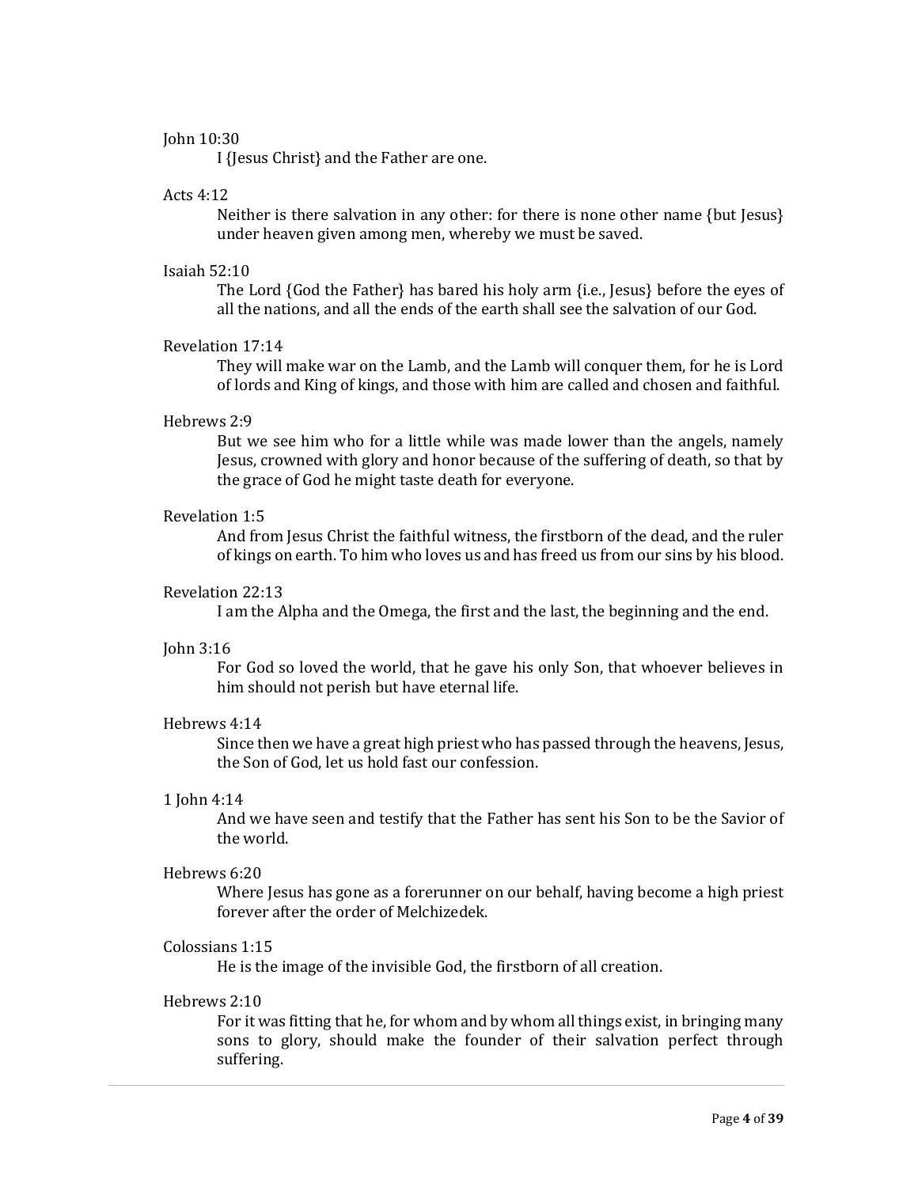John 10:30

I {Jesus Christ} and the Father are one.

Acts 4:12

Neither is there salvation in any other: for there is none other name {but Jesus} under heaven given among men, whereby we must be saved.

Isaiah 52:10

The Lord {God the Father} has bared his holy arm {i.e., Jesus} before the eyes of all the nations, and all the ends of the earth shall see the salvation of our God.

Revelation 17:14

They will make war on the Lamb, and the Lamb will conquer them, for he is Lord of lords and King of kings, and those with him are called and chosen and faithful.

Hebrews 2:9

But we see him who for a little while was made lower than the angels, namely Jesus, crowned with glory and honor because of the suffering of death, so that by the grace of God he might taste death for everyone.

Revelation 1:5

And from Jesus Christ the faithful witness, the firstborn of the dead, and the ruler of kings on earth. To him who loves us and has freed us from our sins by his blood.

Revelation 22:13

I am the Alpha and the Omega, the first and the last, the beginning and the end.

John 3:16

For God so loved the world, that he gave his only Son, that whoever believes in him should not perish but have eternal life.

Hebrews 4:14

Since then we have a great high priest who has passed through the heavens, Jesus, the Son of God, let us hold fast our confession.

1 John 4:14

And we have seen and testify that the Father has sent his Son to be the Savior of the world.

Hebrews 6:20

Where Jesus has gone as a forerunner on our behalf, having become a high priest forever after the order of Melchizedek.

Colossians 1:15

He is the image of the invisible God, the firstborn of all creation.

Hebrews 2:10

For it was fitting that he, for whom and by whom all things exist, in bringing many sons to glory, should make the founder of their salvation perfect through suffering.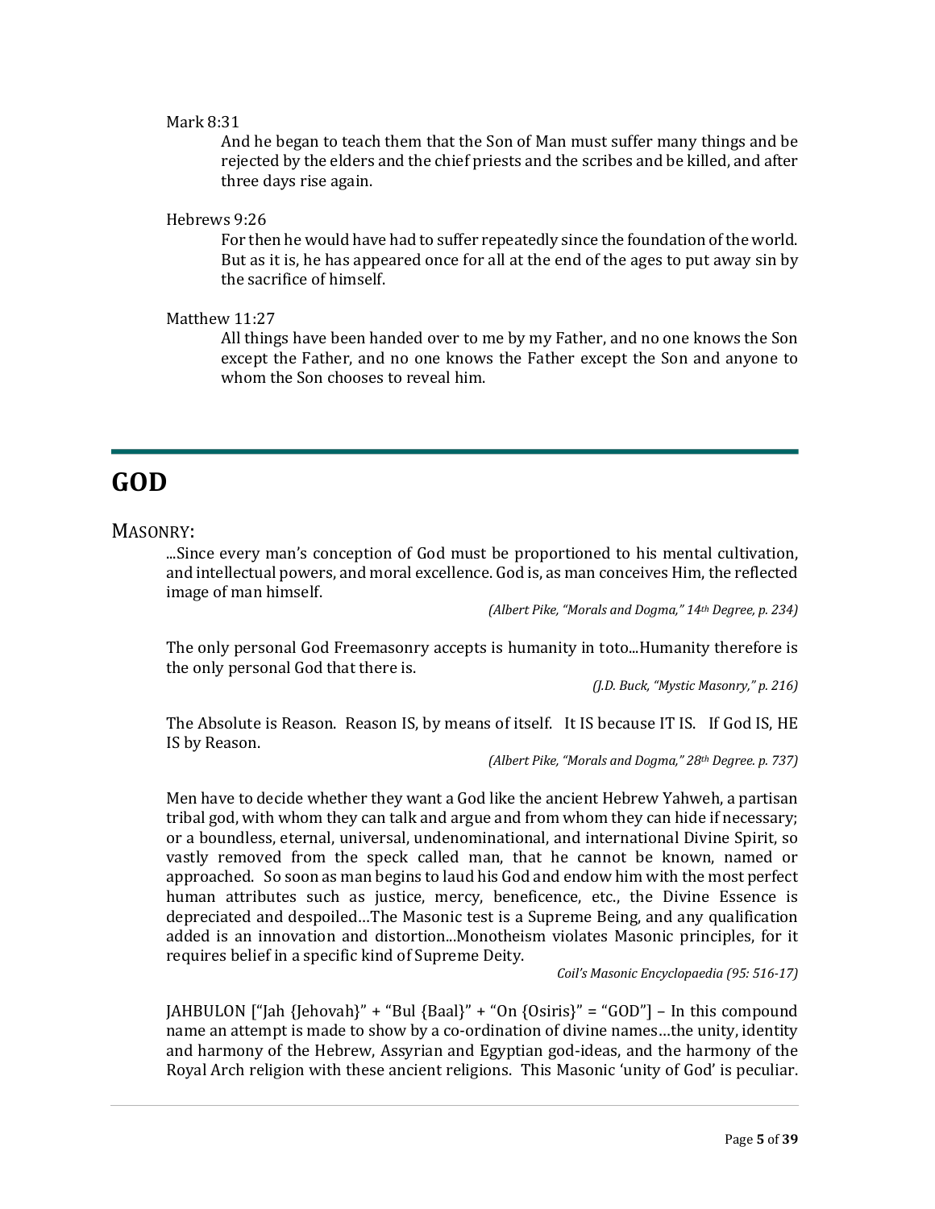Mark 8:31

> And he began to teach them that the Son of Man must suffer many things and be rejected by the elders and the chief priests and the scribes and be killed, and after three days rise again.

Hebrews 9:26

> For then he would have had to suffer repeatedly since the foundation of the world. But as it is, he has appeared once for all at the end of the ages to put away sin by the sacrifice of himself.

Matthew 11:27

> All things have been handed over to me by my Father, and no one knows the Son except the Father, and no one knows the Father except the Son and anyone to whom the Son chooses to reveal him.

---

# GOD

## MASONRY:

> ...Since every man's conception of God must be proportioned to his mental cultivation, and intellectual powers, and moral excellence. God is, as man conceives Him, the reflected image of man himself.
>
> *(Albert Pike, "Morals and Dogma," 14th Degree, p. 234)*

> The only personal God Freemasonry accepts is humanity in toto...Humanity therefore is the only personal God that there is.
>
> *(J.D. Buck, "Mystic Masonry," p. 216)*

> The Absolute is Reason. Reason IS, by means of itself. It IS because IT IS. If God IS, HE IS by Reason.
>
> *(Albert Pike, "Morals and Dogma," 28th Degree. p. 737)*

> Men have to decide whether they want a God like the ancient Hebrew Yahweh, a partisan tribal god, with whom they can talk and argue and from whom they can hide if necessary; or a boundless, eternal, universal, undenominational, and international Divine Spirit, so vastly removed from the speck called man, that he cannot be known, named or approached. So soon as man begins to laud his God and endow him with the most perfect human attributes such as justice, mercy, beneficence, etc., the Divine Essence is depreciated and despoiled…The Masonic test is a Supreme Being, and any qualification added is an innovation and distortion...Monotheism violates Masonic principles, for it requires belief in a specific kind of Supreme Deity.
>
> *Coil's Masonic Encyclopaedia (95: 516-17)*

> JAHBULON ["Jah {Jehovah}" + "Bul {Baal}" + "On {Osiris}" = "GOD"] – In this compound name an attempt is made to show by a co-ordination of divine names…the unity, identity and harmony of the Hebrew, Assyrian and Egyptian god-ideas, and the harmony of the Royal Arch religion with these ancient religions. This Masonic 'unity of God' is peculiar.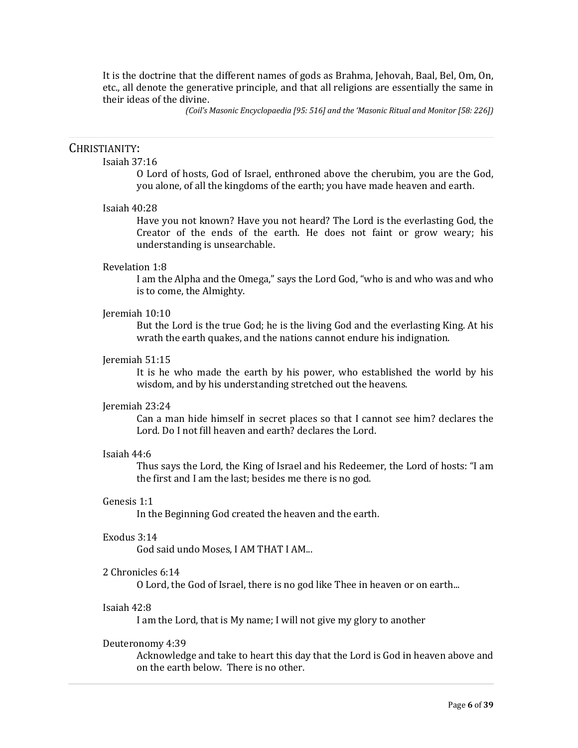It is the doctrine that the different names of gods as Brahma, Jehovah, Baal, Bel, Om, On, etc., all denote the generative principle, and that all religions are essentially the same in their ideas of the divine.

*(Coil's Masonic Encyclopaedia [95: 516] and the 'Masonic Ritual and Monitor [58: 226])*

---

## CHRISTIANITY:

Isaiah 37:16

> O Lord of hosts, God of Israel, enthroned above the cherubim, you are the God, you alone, of all the kingdoms of the earth; you have made heaven and earth.

Isaiah 40:28

> Have you not known? Have you not heard? The Lord is the everlasting God, the Creator of the ends of the earth. He does not faint or grow weary; his understanding is unsearchable.

Revelation 1:8

> I am the Alpha and the Omega," says the Lord God, "who is and who was and who is to come, the Almighty.

Jeremiah 10:10

> But the Lord is the true God; he is the living God and the everlasting King. At his wrath the earth quakes, and the nations cannot endure his indignation.

Jeremiah 51:15

> It is he who made the earth by his power, who established the world by his wisdom, and by his understanding stretched out the heavens.

Jeremiah 23:24

> Can a man hide himself in secret places so that I cannot see him? declares the Lord. Do I not fill heaven and earth? declares the Lord.

Isaiah 44:6

> Thus says the Lord, the King of Israel and his Redeemer, the Lord of hosts: "I am the first and I am the last; besides me there is no god.

Genesis 1:1

> In the Beginning God created the heaven and the earth.

Exodus 3:14

> God said undo Moses, I AM THAT I AM...

2 Chronicles 6:14

> O Lord, the God of Israel, there is no god like Thee in heaven or on earth...

Isaiah 42:8

> I am the Lord, that is My name; I will not give my glory to another

Deuteronomy 4:39

> Acknowledge and take to heart this day that the Lord is God in heaven above and on the earth below. There is no other.

---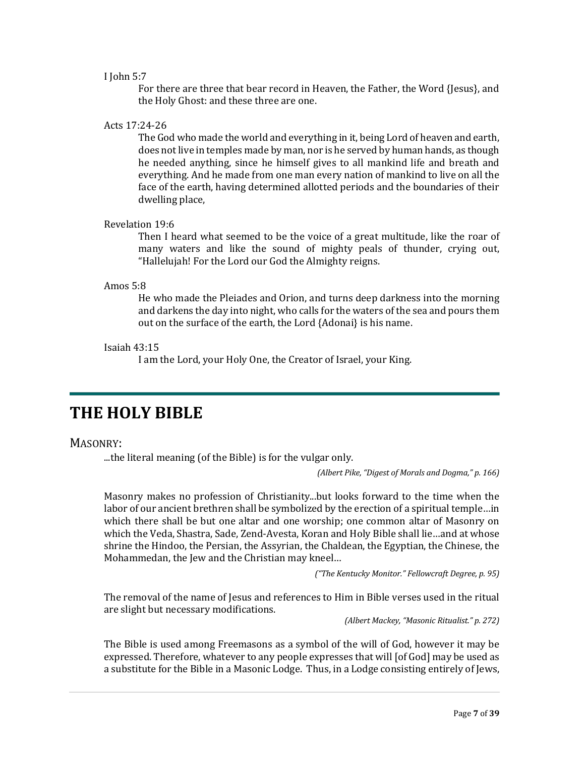I John 5:7

> For there are three that bear record in Heaven, the Father, the Word {Jesus}, and the Holy Ghost: and these three are one.

Acts 17:24-26

> The God who made the world and everything in it, being Lord of heaven and earth, does not live in temples made by man, nor is he served by human hands, as though he needed anything, since he himself gives to all mankind life and breath and everything. And he made from one man every nation of mankind to live on all the face of the earth, having determined allotted periods and the boundaries of their dwelling place,

Revelation 19:6

> Then I heard what seemed to be the voice of a great multitude, like the roar of many waters and like the sound of mighty peals of thunder, crying out, "Hallelujah! For the Lord our God the Almighty reigns.

Amos 5:8

> He who made the Pleiades and Orion, and turns deep darkness into the morning and darkens the day into night, who calls for the waters of the sea and pours them out on the surface of the earth, the Lord {Adonai} is his name.

Isaiah 43:15

> I am the Lord, your Holy One, the Creator of Israel, your King.

---

# THE HOLY BIBLE

## MASONRY:

...the literal meaning (of the Bible) is for the vulgar only.

*(Albert Pike, "Digest of Morals and Dogma," p. 166)*

Masonry makes no profession of Christianity...but looks forward to the time when the labor of our ancient brethren shall be symbolized by the erection of a spiritual temple…in which there shall be but one altar and one worship; one common altar of Masonry on which the Veda, Shastra, Sade, Zend-Avesta, Koran and Holy Bible shall lie…and at whose shrine the Hindoo, the Persian, the Assyrian, the Chaldean, the Egyptian, the Chinese, the Mohammedan, the Jew and the Christian may kneel…

*("The Kentucky Monitor." Fellowcraft Degree, p. 95)*

The removal of the name of Jesus and references to Him in Bible verses used in the ritual are slight but necessary modifications.

*(Albert Mackey, "Masonic Ritualist." p. 272)*

The Bible is used among Freemasons as a symbol of the will of God, however it may be expressed. Therefore, whatever to any people expresses that will [of God] may be used as a substitute for the Bible in a Masonic Lodge. Thus, in a Lodge consisting entirely of Jews,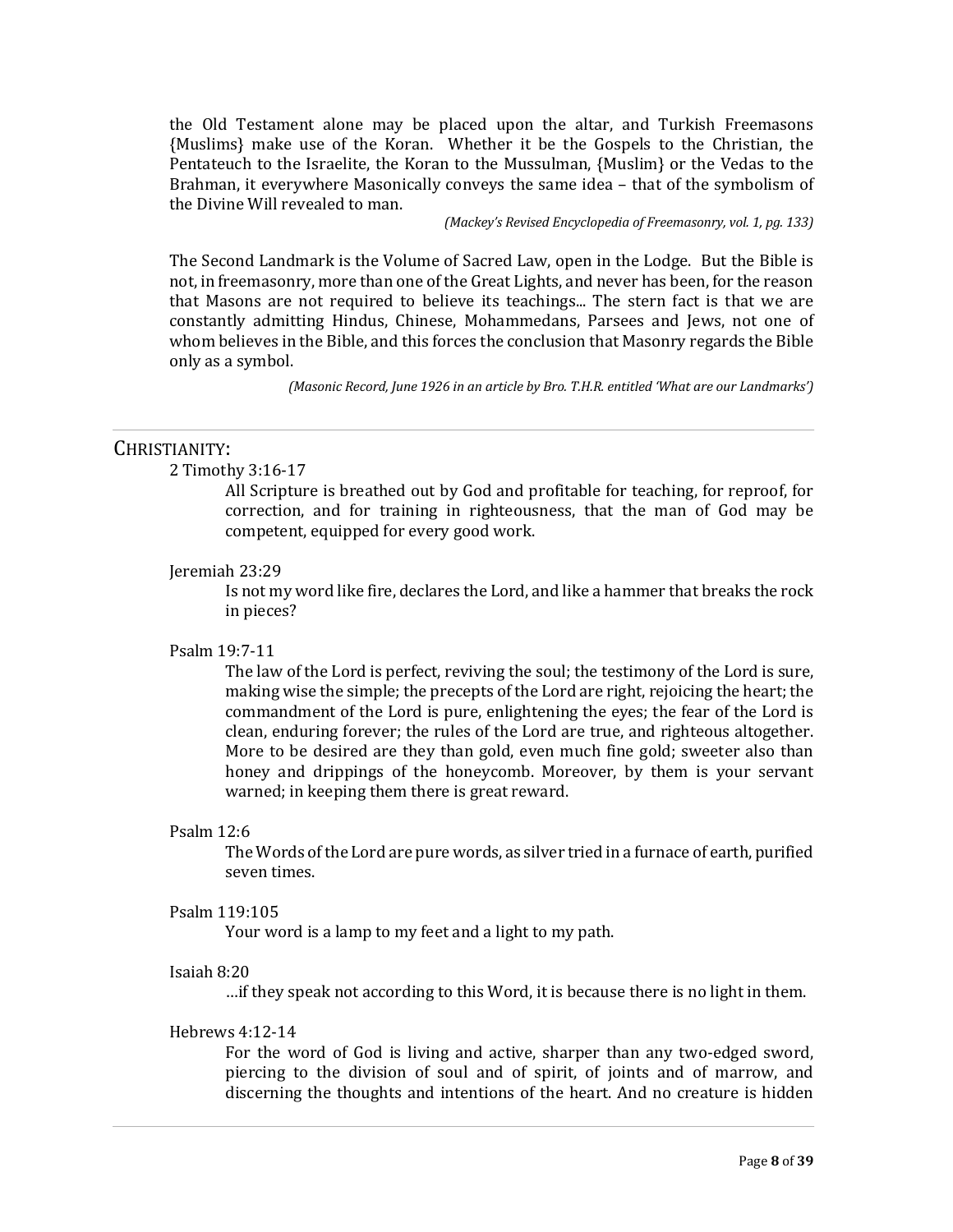the Old Testament alone may be placed upon the altar, and Turkish Freemasons {Muslims} make use of the Koran. Whether it be the Gospels to the Christian, the Pentateuch to the Israelite, the Koran to the Mussulman, {Muslim} or the Vedas to the Brahman, it everywhere Masonically conveys the same idea – that of the symbolism of the Divine Will revealed to man.

*(Mackey's Revised Encyclopedia of Freemasonry, vol. 1, pg. 133)*

The Second Landmark is the Volume of Sacred Law, open in the Lodge. But the Bible is not, in freemasonry, more than one of the Great Lights, and never has been, for the reason that Masons are not required to believe its teachings... The stern fact is that we are constantly admitting Hindus, Chinese, Mohammedans, Parsees and Jews, not one of whom believes in the Bible, and this forces the conclusion that Masonry regards the Bible only as a symbol.

*(Masonic Record, June 1926 in an article by Bro. T.H.R. entitled 'What are our Landmarks')*

---

## CHRISTIANITY:

2 Timothy 3:16-17

> All Scripture is breathed out by God and profitable for teaching, for reproof, for correction, and for training in righteousness, that the man of God may be competent, equipped for every good work.

Jeremiah 23:29

> Is not my word like fire, declares the Lord, and like a hammer that breaks the rock in pieces?

Psalm 19:7-11

> The law of the Lord is perfect, reviving the soul; the testimony of the Lord is sure, making wise the simple; the precepts of the Lord are right, rejoicing the heart; the commandment of the Lord is pure, enlightening the eyes; the fear of the Lord is clean, enduring forever; the rules of the Lord are true, and righteous altogether. More to be desired are they than gold, even much fine gold; sweeter also than honey and drippings of the honeycomb. Moreover, by them is your servant warned; in keeping them there is great reward.

Psalm 12:6

> The Words of the Lord are pure words, as silver tried in a furnace of earth, purified seven times.

Psalm 119:105

> Your word is a lamp to my feet and a light to my path.

Isaiah 8:20

> …if they speak not according to this Word, it is because there is no light in them.

Hebrews 4:12-14

> For the word of God is living and active, sharper than any two-edged sword, piercing to the division of soul and of spirit, of joints and of marrow, and discerning the thoughts and intentions of the heart. And no creature is hidden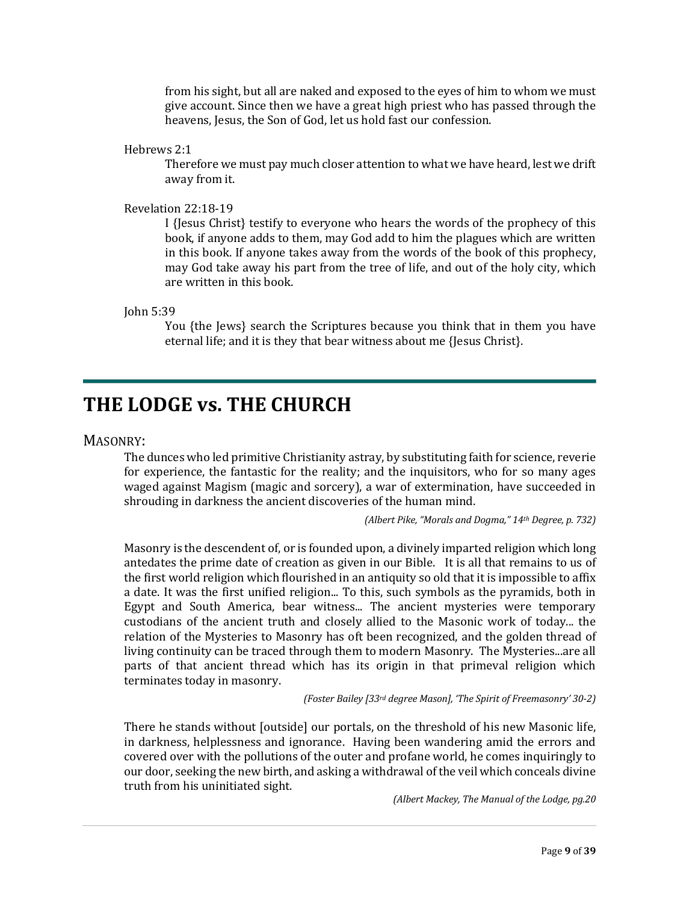> from his sight, but all are naked and exposed to the eyes of him to whom we must give account. Since then we have a great high priest who has passed through the heavens, Jesus, the Son of God, let us hold fast our confession.

Hebrews 2:1

> Therefore we must pay much closer attention to what we have heard, lest we drift away from it.

Revelation 22:18-19

> I {Jesus Christ} testify to everyone who hears the words of the prophecy of this book, if anyone adds to them, may God add to him the plagues which are written in this book. If anyone takes away from the words of the book of this prophecy, may God take away his part from the tree of life, and out of the holy city, which are written in this book.

John 5:39

> You {the Jews} search the Scriptures because you think that in them you have eternal life; and it is they that bear witness about me {Jesus Christ}.

# THE LODGE vs. THE CHURCH

## MASONRY:

The dunces who led primitive Christianity astray, by substituting faith for science, reverie for experience, the fantastic for the reality; and the inquisitors, who for so many ages waged against Magism (magic and sorcery), a war of extermination, have succeeded in shrouding in darkness the ancient discoveries of the human mind.

*(Albert Pike, "Morals and Dogma," 14th Degree, p. 732)*

Masonry is the descendent of, or is founded upon, a divinely imparted religion which long antedates the prime date of creation as given in our Bible. It is all that remains to us of the first world religion which flourished in an antiquity so old that it is impossible to affix a date. It was the first unified religion... To this, such symbols as the pyramids, both in Egypt and South America, bear witness... The ancient mysteries were temporary custodians of the ancient truth and closely allied to the Masonic work of today... the relation of the Mysteries to Masonry has oft been recognized, and the golden thread of living continuity can be traced through them to modern Masonry. The Mysteries...are all parts of that ancient thread which has its origin in that primeval religion which terminates today in masonry.

*(Foster Bailey [33rd degree Mason], 'The Spirit of Freemasonry' 30-2)*

There he stands without [outside] our portals, on the threshold of his new Masonic life, in darkness, helplessness and ignorance. Having been wandering amid the errors and covered over with the pollutions of the outer and profane world, he comes inquiringly to our door, seeking the new birth, and asking a withdrawal of the veil which conceals divine truth from his uninitiated sight.

*(Albert Mackey, The Manual of the Lodge, pg.20*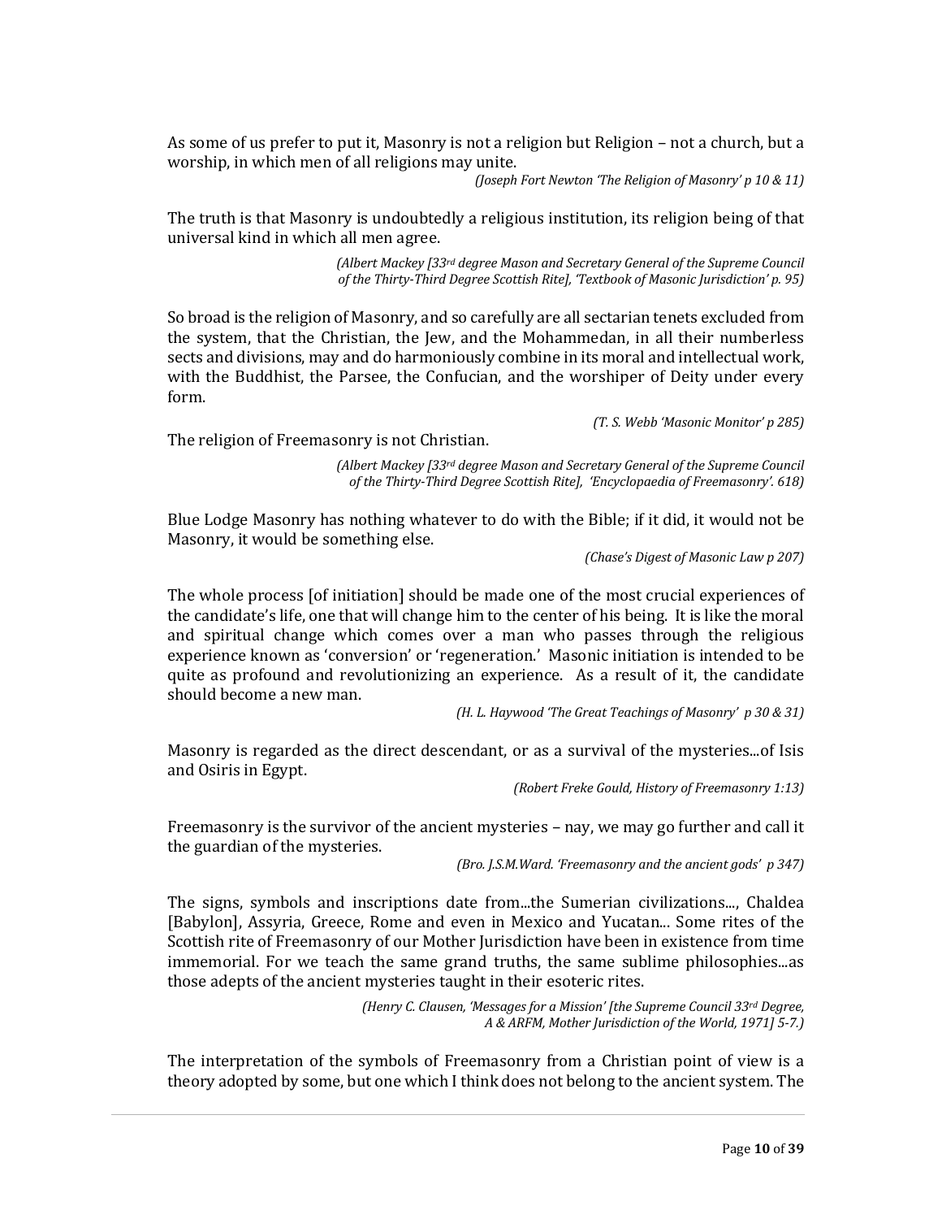As some of us prefer to put it, Masonry is not a religion but Religion – not a church, but a worship, in which men of all religions may unite.

*(Joseph Fort Newton 'The Religion of Masonry' p 10 & 11)*

The truth is that Masonry is undoubtedly a religious institution, its religion being of that universal kind in which all men agree.

*(Albert Mackey [33rd degree Mason and Secretary General of the Supreme Council of the Thirty-Third Degree Scottish Rite], 'Textbook of Masonic Jurisdiction' p. 95)*

So broad is the religion of Masonry, and so carefully are all sectarian tenets excluded from the system, that the Christian, the Jew, and the Mohammedan, in all their numberless sects and divisions, may and do harmoniously combine in its moral and intellectual work, with the Buddhist, the Parsee, the Confucian, and the worshiper of Deity under every form.

*(T. S. Webb 'Masonic Monitor' p 285)*

The religion of Freemasonry is not Christian.

*(Albert Mackey [33rd degree Mason and Secretary General of the Supreme Council of the Thirty-Third Degree Scottish Rite], 'Encyclopaedia of Freemasonry'. 618)*

Blue Lodge Masonry has nothing whatever to do with the Bible; if it did, it would not be Masonry, it would be something else.

*(Chase's Digest of Masonic Law p 207)*

The whole process [of initiation] should be made one of the most crucial experiences of the candidate's life, one that will change him to the center of his being. It is like the moral and spiritual change which comes over a man who passes through the religious experience known as 'conversion' or 'regeneration.' Masonic initiation is intended to be quite as profound and revolutionizing an experience. As a result of it, the candidate should become a new man.

*(H. L. Haywood 'The Great Teachings of Masonry' p 30 & 31)*

Masonry is regarded as the direct descendant, or as a survival of the mysteries...of Isis and Osiris in Egypt.

*(Robert Freke Gould, History of Freemasonry 1:13)*

Freemasonry is the survivor of the ancient mysteries – nay, we may go further and call it the guardian of the mysteries.

*(Bro. J.S.M.Ward. 'Freemasonry and the ancient gods' p 347)*

The signs, symbols and inscriptions date from...the Sumerian civilizations..., Chaldea [Babylon], Assyria, Greece, Rome and even in Mexico and Yucatan... Some rites of the Scottish rite of Freemasonry of our Mother Jurisdiction have been in existence from time immemorial. For we teach the same grand truths, the same sublime philosophies...as those adepts of the ancient mysteries taught in their esoteric rites.

*(Henry C. Clausen, 'Messages for a Mission' [the Supreme Council 33rd Degree, A & ARFM, Mother Jurisdiction of the World, 1971] 5-7.)*

The interpretation of the symbols of Freemasonry from a Christian point of view is a theory adopted by some, but one which I think does not belong to the ancient system. The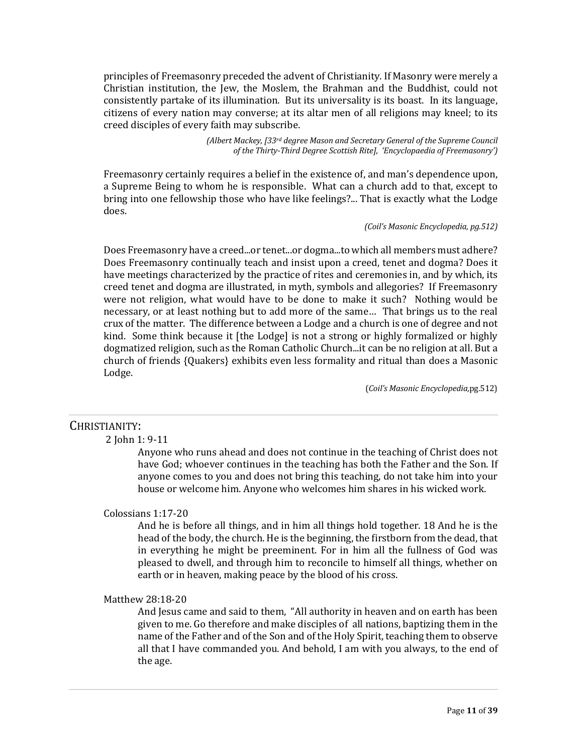principles of Freemasonry preceded the advent of Christianity. If Masonry were merely a Christian institution, the Jew, the Moslem, the Brahman and the Buddhist, could not consistently partake of its illumination. But its universality is its boast. In its language, citizens of every nation may converse; at its altar men of all religions may kneel; to its creed disciples of every faith may subscribe.

> *(Albert Mackey, [33rd degree Mason and Secretary General of the Supreme Council of the Thirty-Third Degree Scottish Rite], 'Encyclopaedia of Freemasonry')*

Freemasonry certainly requires a belief in the existence of, and man's dependence upon, a Supreme Being to whom he is responsible. What can a church add to that, except to bring into one fellowship those who have like feelings?... That is exactly what the Lodge does.

> *(Coil's Masonic Encyclopedia, pg.512)*

Does Freemasonry have a creed...or tenet...or dogma...to which all members must adhere? Does Freemasonry continually teach and insist upon a creed, tenet and dogma? Does it have meetings characterized by the practice of rites and ceremonies in, and by which, its creed tenet and dogma are illustrated, in myth, symbols and allegories? If Freemasonry were not religion, what would have to be done to make it such? Nothing would be necessary, or at least nothing but to add more of the same… That brings us to the real crux of the matter. The difference between a Lodge and a church is one of degree and not kind. Some think because it [the Lodge] is not a strong or highly formalized or highly dogmatized religion, such as the Roman Catholic Church...it can be no religion at all. But a church of friends {Quakers} exhibits even less formality and ritual than does a Masonic Lodge.

> (*Coil's Masonic Encyclopedia,*pg.512)

---

## CHRISTIANITY:

2 John 1: 9-11

> Anyone who runs ahead and does not continue in the teaching of Christ does not have God; whoever continues in the teaching has both the Father and the Son. If anyone comes to you and does not bring this teaching, do not take him into your house or welcome him. Anyone who welcomes him shares in his wicked work.

Colossians 1:17-20

> And he is before all things, and in him all things hold together. 18 And he is the head of the body, the church. He is the beginning, the firstborn from the dead, that in everything he might be preeminent. For in him all the fullness of God was pleased to dwell, and through him to reconcile to himself all things, whether on earth or in heaven, making peace by the blood of his cross.

Matthew 28:18-20

> And Jesus came and said to them, "All authority in heaven and on earth has been given to me. Go therefore and make disciples of all nations, baptizing them in the name of the Father and of the Son and of the Holy Spirit, teaching them to observe all that I have commanded you. And behold, I am with you always, to the end of the age.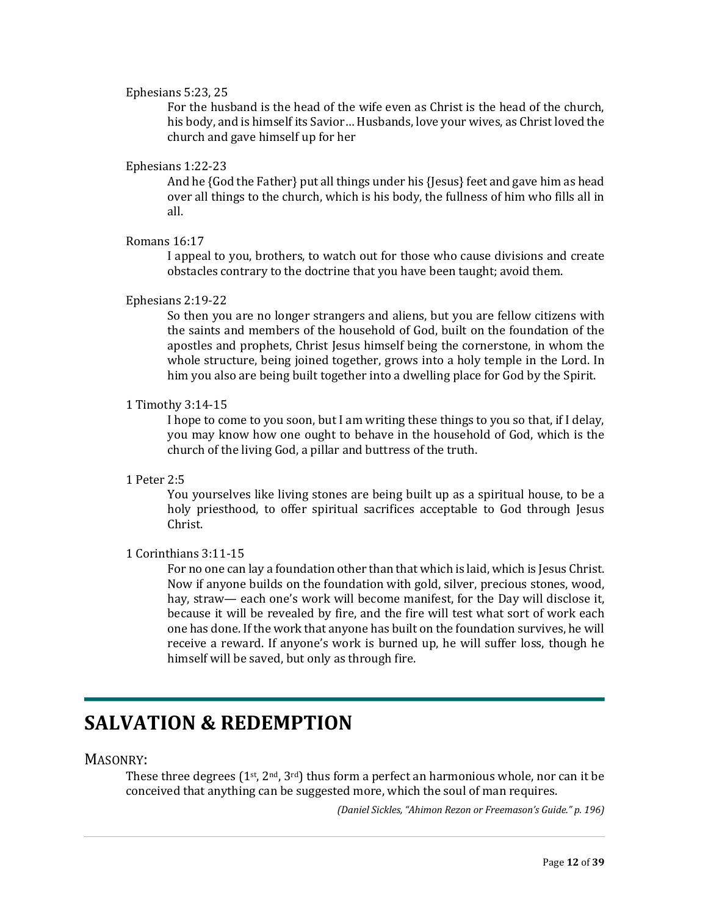Ephesians 5:23, 25

> For the husband is the head of the wife even as Christ is the head of the church, his body, and is himself its Savior… Husbands, love your wives, as Christ loved the church and gave himself up for her

Ephesians 1:22-23

> And he {God the Father} put all things under his {Jesus} feet and gave him as head over all things to the church, which is his body, the fullness of him who fills all in all.

Romans 16:17

> I appeal to you, brothers, to watch out for those who cause divisions and create obstacles contrary to the doctrine that you have been taught; avoid them.

Ephesians 2:19-22

> So then you are no longer strangers and aliens, but you are fellow citizens with the saints and members of the household of God, built on the foundation of the apostles and prophets, Christ Jesus himself being the cornerstone, in whom the whole structure, being joined together, grows into a holy temple in the Lord. In him you also are being built together into a dwelling place for God by the Spirit.

1 Timothy 3:14-15

> I hope to come to you soon, but I am writing these things to you so that, if I delay, you may know how one ought to behave in the household of God, which is the church of the living God, a pillar and buttress of the truth.

1 Peter 2:5

> You yourselves like living stones are being built up as a spiritual house, to be a holy priesthood, to offer spiritual sacrifices acceptable to God through Jesus Christ.

1 Corinthians 3:11-15

> For no one can lay a foundation other than that which is laid, which is Jesus Christ. Now if anyone builds on the foundation with gold, silver, precious stones, wood, hay, straw— each one's work will become manifest, for the Day will disclose it, because it will be revealed by fire, and the fire will test what sort of work each one has done. If the work that anyone has built on the foundation survives, he will receive a reward. If anyone's work is burned up, he will suffer loss, though he himself will be saved, but only as through fire.

---

# SALVATION & REDEMPTION

## MASONRY:

> These three degrees (1st, 2nd, 3rd) thus form a perfect an harmonious whole, nor can it be conceived that anything can be suggested more, which the soul of man requires.

*(Daniel Sickles, "Ahimon Rezon or Freemason's Guide." p. 196)*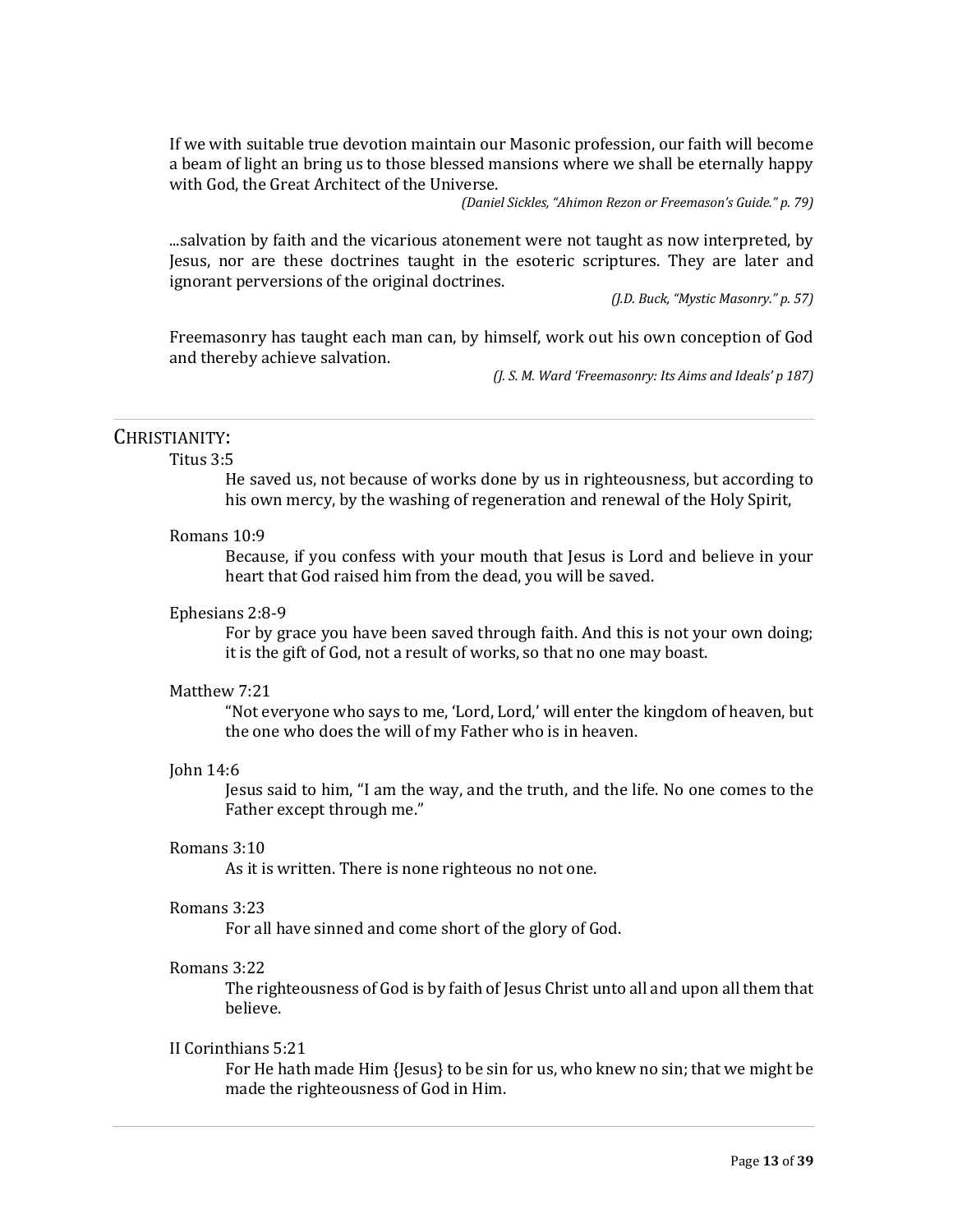If we with suitable true devotion maintain our Masonic profession, our faith will become a beam of light an bring us to those blessed mansions where we shall be eternally happy with God, the Great Architect of the Universe.

*(Daniel Sickles, "Ahimon Rezon or Freemason's Guide." p. 79)*

...salvation by faith and the vicarious atonement were not taught as now interpreted, by Jesus, nor are these doctrines taught in the esoteric scriptures. They are later and ignorant perversions of the original doctrines.

*(J.D. Buck, "Mystic Masonry." p. 57)*

Freemasonry has taught each man can, by himself, work out his own conception of God and thereby achieve salvation.

*(J. S. M. Ward 'Freemasonry: Its Aims and Ideals' p 187)*

---

## CHRISTIANITY:

Titus 3:5

> He saved us, not because of works done by us in righteousness, but according to his own mercy, by the washing of regeneration and renewal of the Holy Spirit,

Romans 10:9

> Because, if you confess with your mouth that Jesus is Lord and believe in your heart that God raised him from the dead, you will be saved.

Ephesians 2:8-9

> For by grace you have been saved through faith. And this is not your own doing; it is the gift of God, not a result of works, so that no one may boast.

Matthew 7:21

> "Not everyone who says to me, 'Lord, Lord,' will enter the kingdom of heaven, but the one who does the will of my Father who is in heaven.

John 14:6

> Jesus said to him, "I am the way, and the truth, and the life. No one comes to the Father except through me."

Romans 3:10

> As it is written. There is none righteous no not one.

Romans 3:23

> For all have sinned and come short of the glory of God.

Romans 3:22

> The righteousness of God is by faith of Jesus Christ unto all and upon all them that believe.

II Corinthians 5:21

> For He hath made Him {Jesus} to be sin for us, who knew no sin; that we might be made the righteousness of God in Him.

---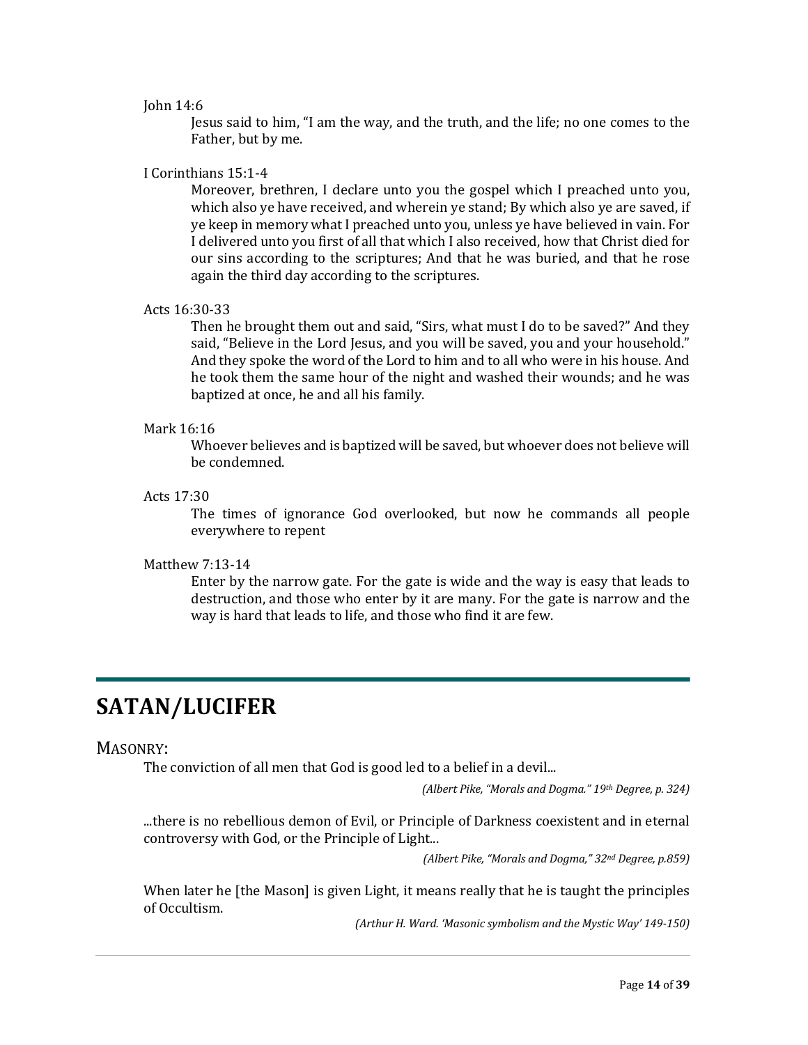John 14:6

> Jesus said to him, “I am the way, and the truth, and the life; no one comes to the Father, but by me.

I Corinthians 15:1-4

> Moreover, brethren, I declare unto you the gospel which I preached unto you, which also ye have received, and wherein ye stand; By which also ye are saved, if ye keep in memory what I preached unto you, unless ye have believed in vain. For I delivered unto you first of all that which I also received, how that Christ died for our sins according to the scriptures; And that he was buried, and that he rose again the third day according to the scriptures.

Acts 16:30-33

> Then he brought them out and said, “Sirs, what must I do to be saved?” And they said, “Believe in the Lord Jesus, and you will be saved, you and your household.” And they spoke the word of the Lord to him and to all who were in his house. And he took them the same hour of the night and washed their wounds; and he was baptized at once, he and all his family.

Mark 16:16

> Whoever believes and is baptized will be saved, but whoever does not believe will be condemned.

Acts 17:30

> The times of ignorance God overlooked, but now he commands all people everywhere to repent

Matthew 7:13-14

> Enter by the narrow gate. For the gate is wide and the way is easy that leads to destruction, and those who enter by it are many. For the gate is narrow and the way is hard that leads to life, and those who find it are few.

# SATAN/LUCIFER

## MASONRY:

The conviction of all men that God is good led to a belief in a devil...

*(Albert Pike, “Morals and Dogma.” 19th Degree, p. 324)*

...there is no rebellious demon of Evil, or Principle of Darkness coexistent and in eternal controversy with God, or the Principle of Light...

*(Albert Pike, “Morals and Dogma,” 32nd Degree, p.859)*

When later he [the Mason] is given Light, it means really that he is taught the principles of Occultism.

*(Arthur H. Ward. ‘Masonic symbolism and the Mystic Way’ 149-150)*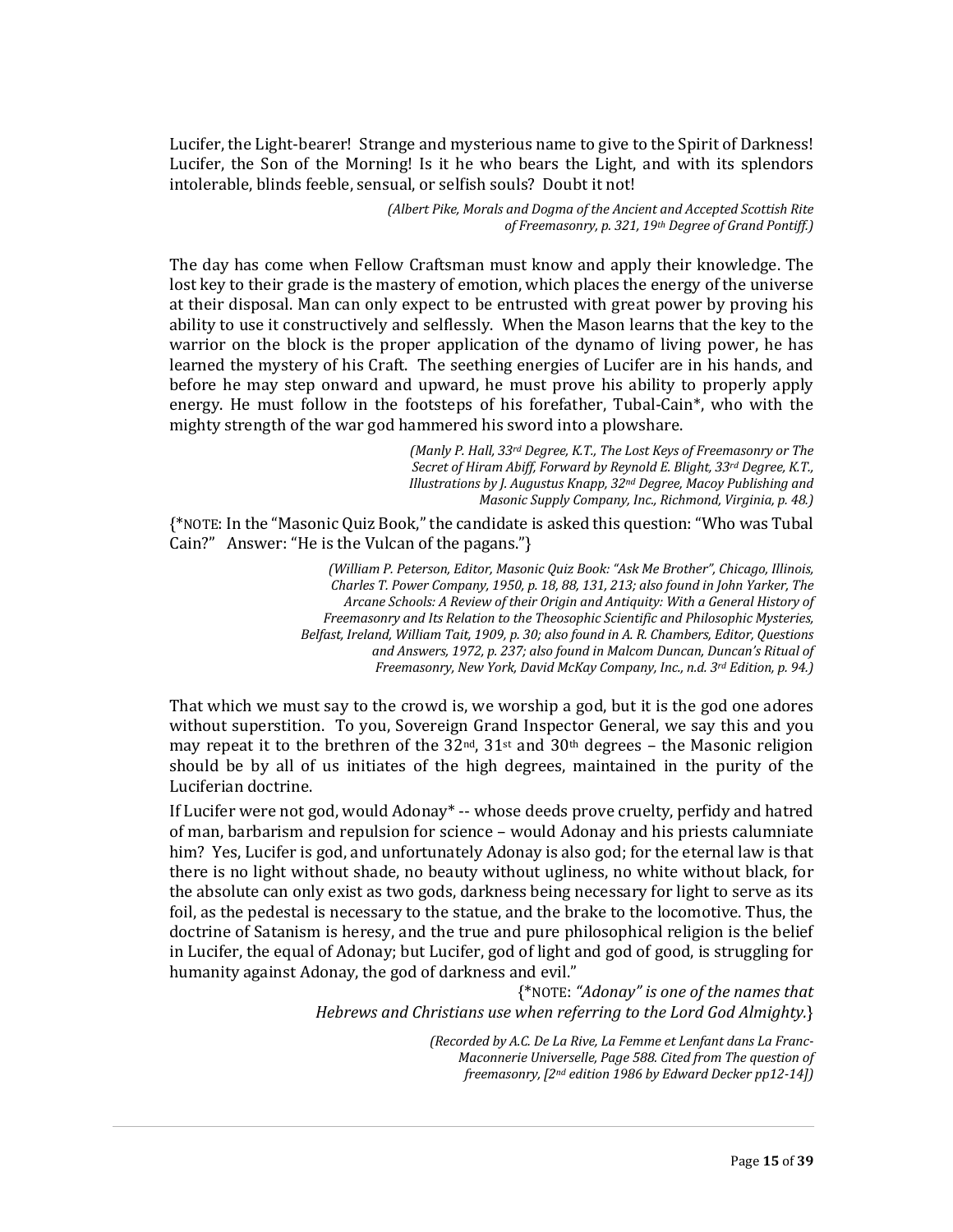Lucifer, the Light-bearer! Strange and mysterious name to give to the Spirit of Darkness! Lucifer, the Son of the Morning! Is it he who bears the Light, and with its splendors intolerable, blinds feeble, sensual, or selfish souls? Doubt it not!

*(Albert Pike, Morals and Dogma of the Ancient and Accepted Scottish Rite of Freemasonry, p. 321, 19th Degree of Grand Pontiff.)*

The day has come when Fellow Craftsman must know and apply their knowledge. The lost key to their grade is the mastery of emotion, which places the energy of the universe at their disposal. Man can only expect to be entrusted with great power by proving his ability to use it constructively and selflessly. When the Mason learns that the key to the warrior on the block is the proper application of the dynamo of living power, he has learned the mystery of his Craft. The seething energies of Lucifer are in his hands, and before he may step onward and upward, he must prove his ability to properly apply energy. He must follow in the footsteps of his forefather, Tubal-Cain*, who with the mighty strength of the war god hammered his sword into a plowshare.

*(Manly P. Hall, 33rd Degree, K.T., The Lost Keys of Freemasonry or The Secret of Hiram Abiff, Forward by Reynold E. Blight, 33rd Degree, K.T., Illustrations by J. Augustus Knapp, 32nd Degree, Macoy Publishing and Masonic Supply Company, Inc., Richmond, Virginia, p. 48.)*

{*NOTE: In the "Masonic Quiz Book," the candidate is asked this question: "Who was Tubal Cain?" Answer: "He is the Vulcan of the pagans."}

*(William P. Peterson, Editor, Masonic Quiz Book: "Ask Me Brother", Chicago, Illinois, Charles T. Power Company, 1950, p. 18, 88, 131, 213; also found in John Yarker, The Arcane Schools: A Review of their Origin and Antiquity: With a General History of Freemasonry and Its Relation to the Theosophic Scientific and Philosophic Mysteries, Belfast, Ireland, William Tait, 1909, p. 30; also found in A. R. Chambers, Editor, Questions and Answers, 1972, p. 237; also found in Malcom Duncan, Duncan's Ritual of Freemasonry, New York, David McKay Company, Inc., n.d. 3rd Edition, p. 94.)*

That which we must say to the crowd is, we worship a god, but it is the god one adores without superstition. To you, Sovereign Grand Inspector General, we say this and you may repeat it to the brethren of the 32nd, 31st and 30th degrees – the Masonic religion should be by all of us initiates of the high degrees, maintained in the purity of the Luciferian doctrine.

If Lucifer were not god, would Adonay* -- whose deeds prove cruelty, perfidy and hatred of man, barbarism and repulsion for science – would Adonay and his priests calumniate him? Yes, Lucifer is god, and unfortunately Adonay is also god; for the eternal law is that there is no light without shade, no beauty without ugliness, no white without black, for the absolute can only exist as two gods, darkness being necessary for light to serve as its foil, as the pedestal is necessary to the statue, and the brake to the locomotive. Thus, the doctrine of Satanism is heresy, and the true and pure philosophical religion is the belief in Lucifer, the equal of Adonay; but Lucifer, god of light and god of good, is struggling for humanity against Adonay, the god of darkness and evil."

{*NOTE: *"Adonay" is one of the names that Hebrews and Christians use when referring to the Lord God Almighty.*}

*(Recorded by A.C. De La Rive, La Femme et Lenfant dans La Franc-Maconnerie Universelle, Page 588. Cited from The question of freemasonry, [2nd edition 1986 by Edward Decker pp12-14])*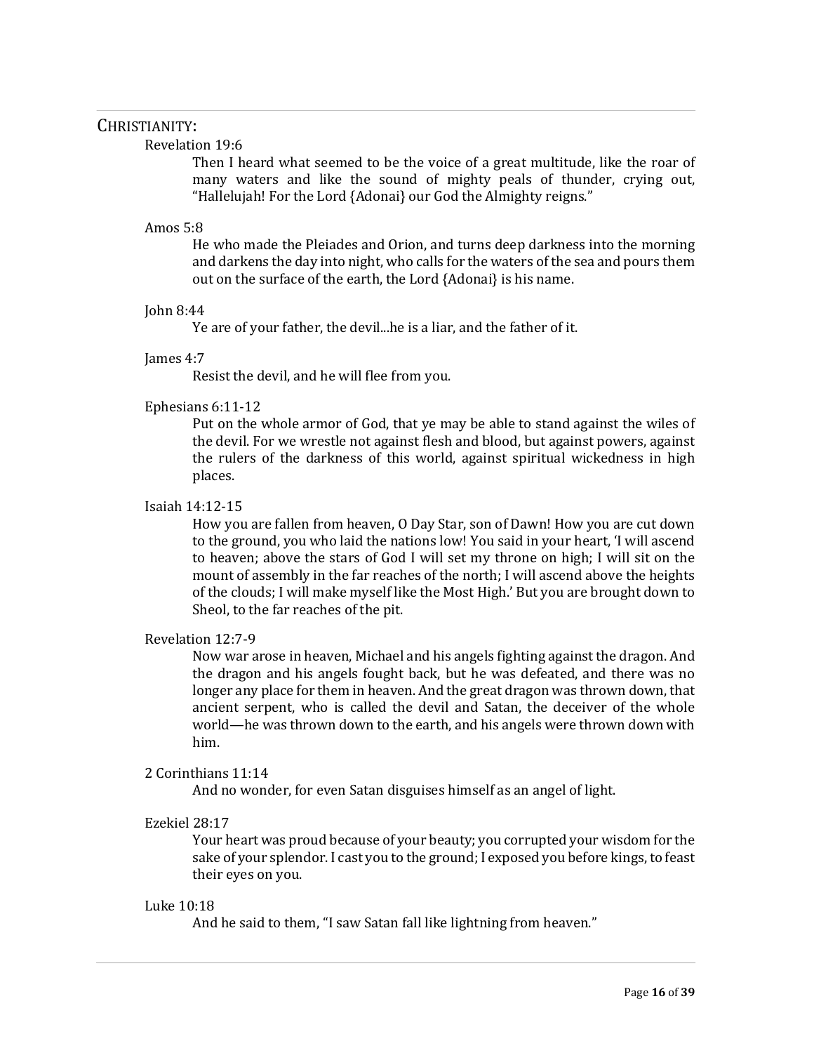## CHRISTIANITY:

Revelation 19:6

> Then I heard what seemed to be the voice of a great multitude, like the roar of many waters and like the sound of mighty peals of thunder, crying out, "Hallelujah! For the Lord {Adonai} our God the Almighty reigns."

Amos 5:8

> He who made the Pleiades and Orion, and turns deep darkness into the morning and darkens the day into night, who calls for the waters of the sea and pours them out on the surface of the earth, the Lord {Adonai} is his name.

John 8:44

> Ye are of your father, the devil...he is a liar, and the father of it.

James 4:7

> Resist the devil, and he will flee from you.

Ephesians 6:11-12

> Put on the whole armor of God, that ye may be able to stand against the wiles of the devil. For we wrestle not against flesh and blood, but against powers, against the rulers of the darkness of this world, against spiritual wickedness in high places.

Isaiah 14:12-15

> How you are fallen from heaven, O Day Star, son of Dawn! How you are cut down to the ground, you who laid the nations low! You said in your heart, 'I will ascend to heaven; above the stars of God I will set my throne on high; I will sit on the mount of assembly in the far reaches of the north; I will ascend above the heights of the clouds; I will make myself like the Most High.' But you are brought down to Sheol, to the far reaches of the pit.

Revelation 12:7-9

> Now war arose in heaven, Michael and his angels fighting against the dragon. And the dragon and his angels fought back, but he was defeated, and there was no longer any place for them in heaven. And the great dragon was thrown down, that ancient serpent, who is called the devil and Satan, the deceiver of the whole world—he was thrown down to the earth, and his angels were thrown down with him.

2 Corinthians 11:14

> And no wonder, for even Satan disguises himself as an angel of light.

Ezekiel 28:17

> Your heart was proud because of your beauty; you corrupted your wisdom for the sake of your splendor. I cast you to the ground; I exposed you before kings, to feast their eyes on you.

Luke 10:18

> And he said to them, "I saw Satan fall like lightning from heaven."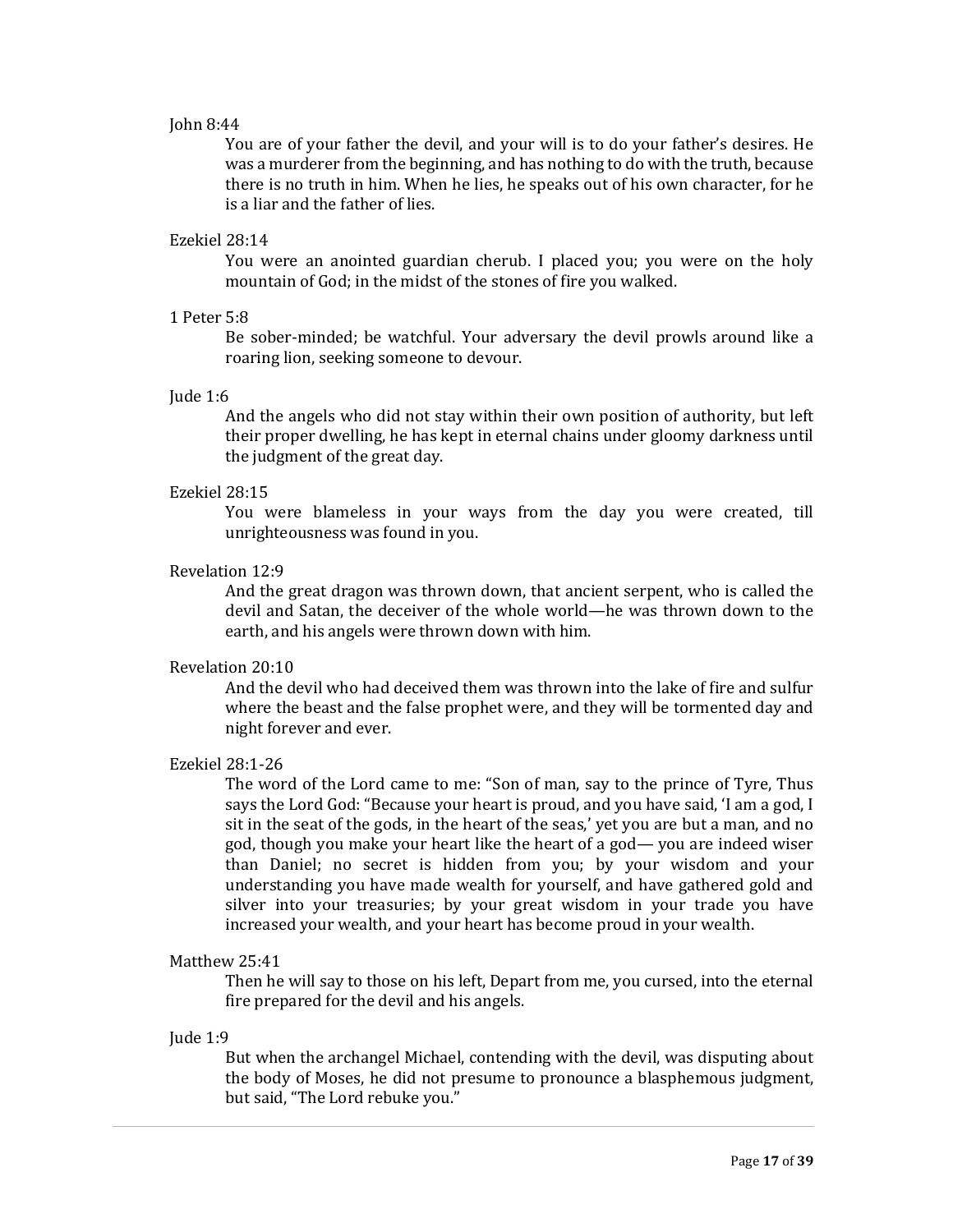John 8:44

> You are of your father the devil, and your will is to do your father's desires. He was a murderer from the beginning, and has nothing to do with the truth, because there is no truth in him. When he lies, he speaks out of his own character, for he is a liar and the father of lies.

Ezekiel 28:14

> You were an anointed guardian cherub. I placed you; you were on the holy mountain of God; in the midst of the stones of fire you walked.

1 Peter 5:8

> Be sober-minded; be watchful. Your adversary the devil prowls around like a roaring lion, seeking someone to devour.

Jude 1:6

> And the angels who did not stay within their own position of authority, but left their proper dwelling, he has kept in eternal chains under gloomy darkness until the judgment of the great day.

Ezekiel 28:15

> You were blameless in your ways from the day you were created, till unrighteousness was found in you.

Revelation 12:9

> And the great dragon was thrown down, that ancient serpent, who is called the devil and Satan, the deceiver of the whole world—he was thrown down to the earth, and his angels were thrown down with him.

Revelation 20:10

> And the devil who had deceived them was thrown into the lake of fire and sulfur where the beast and the false prophet were, and they will be tormented day and night forever and ever.

Ezekiel 28:1-26

> The word of the Lord came to me: "Son of man, say to the prince of Tyre, Thus says the Lord God: "Because your heart is proud, and you have said, 'I am a god, I sit in the seat of the gods, in the heart of the seas,' yet you are but a man, and no god, though you make your heart like the heart of a god— you are indeed wiser than Daniel; no secret is hidden from you; by your wisdom and your understanding you have made wealth for yourself, and have gathered gold and silver into your treasuries; by your great wisdom in your trade you have increased your wealth, and your heart has become proud in your wealth.

Matthew 25:41

> Then he will say to those on his left, Depart from me, you cursed, into the eternal fire prepared for the devil and his angels.

Jude 1:9

> But when the archangel Michael, contending with the devil, was disputing about the body of Moses, he did not presume to pronounce a blasphemous judgment, but said, "The Lord rebuke you."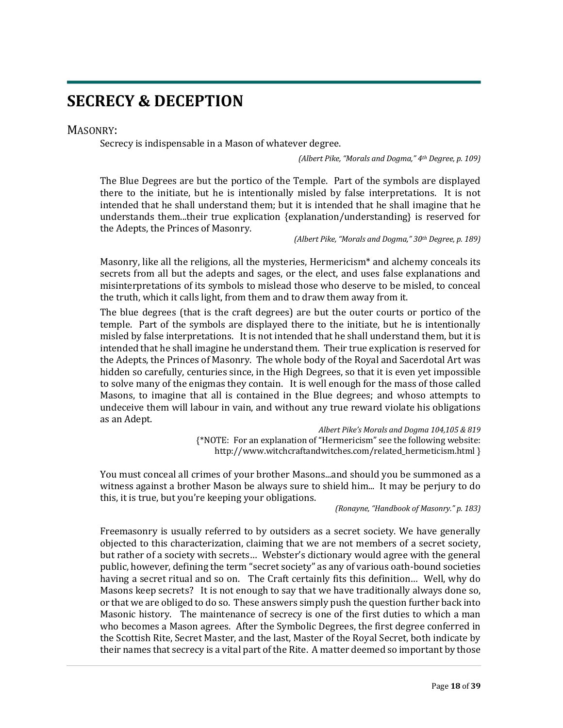# SECRECY & DECEPTION

## MASONRY:

Secrecy is indispensable in a Mason of whatever degree.

*(Albert Pike, "Morals and Dogma," 4th Degree, p. 109)*

The Blue Degrees are but the portico of the Temple. Part of the symbols are displayed there to the initiate, but he is intentionally misled by false interpretations. It is not intended that he shall understand them; but it is intended that he shall imagine that he understands them...their true explication {explanation/understanding} is reserved for the Adepts, the Princes of Masonry.

*(Albert Pike, "Morals and Dogma," 30th Degree, p. 189)*

Masonry, like all the religions, all the mysteries, Hermericism* and alchemy conceals its secrets from all but the adepts and sages, or the elect, and uses false explanations and misinterpretations of its symbols to mislead those who deserve to be misled, to conceal the truth, which it calls light, from them and to draw them away from it.

The blue degrees (that is the craft degrees) are but the outer courts or portico of the temple. Part of the symbols are displayed there to the initiate, but he is intentionally misled by false interpretations. It is not intended that he shall understand them, but it is intended that he shall imagine he understand them. Their true explication is reserved for the Adepts, the Princes of Masonry. The whole body of the Royal and Sacerdotal Art was hidden so carefully, centuries since, in the High Degrees, so that it is even yet impossible to solve many of the enigmas they contain. It is well enough for the mass of those called Masons, to imagine that all is contained in the Blue degrees; and whoso attempts to undeceive them will labour in vain, and without any true reward violate his obligations as an Adept.

*Albert Pike's Morals and Dogma 104,105 & 819*

{*NOTE: For an explanation of "Hermericism" see the following website: http://www.witchcraftandwitches.com/related_hermeticism.html }

You must conceal all crimes of your brother Masons...and should you be summoned as a witness against a brother Mason be always sure to shield him... It may be perjury to do this, it is true, but you're keeping your obligations.

*(Ronayne, "Handbook of Masonry." p. 183)*

Freemasonry is usually referred to by outsiders as a secret society. We have generally objected to this characterization, claiming that we are not members of a secret society, but rather of a society with secrets… Webster's dictionary would agree with the general public, however, defining the term "secret society" as any of various oath-bound societies having a secret ritual and so on. The Craft certainly fits this definition… Well, why do Masons keep secrets? It is not enough to say that we have traditionally always done so, or that we are obliged to do so. These answers simply push the question further back into Masonic history. The maintenance of secrecy is one of the first duties to which a man who becomes a Mason agrees. After the Symbolic Degrees, the first degree conferred in the Scottish Rite, Secret Master, and the last, Master of the Royal Secret, both indicate by their names that secrecy is a vital part of the Rite. A matter deemed so important by those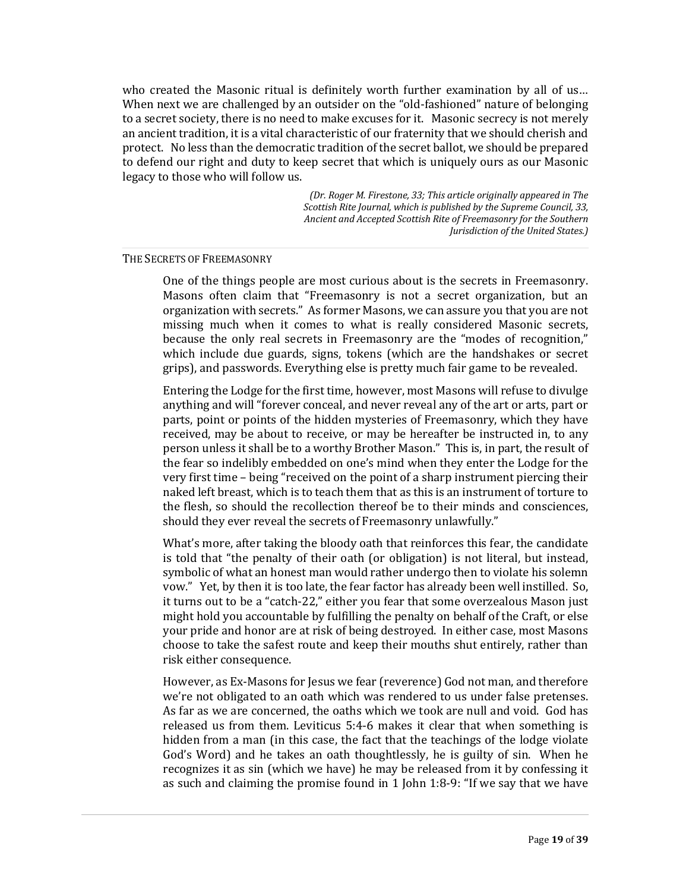who created the Masonic ritual is definitely worth further examination by all of us… When next we are challenged by an outsider on the "old-fashioned" nature of belonging to a secret society, there is no need to make excuses for it. Masonic secrecy is not merely an ancient tradition, it is a vital characteristic of our fraternity that we should cherish and protect. No less than the democratic tradition of the secret ballot, we should be prepared to defend our right and duty to keep secret that which is uniquely ours as our Masonic legacy to those who will follow us.

*(Dr. Roger M. Firestone, 33; This article originally appeared in The Scottish Rite Journal, which is published by the Supreme Council, 33, Ancient and Accepted Scottish Rite of Freemasonry for the Southern Jurisdiction of the United States.)*

---

## THE SECRETS OF FREEMASONRY

One of the things people are most curious about is the secrets in Freemasonry. Masons often claim that "Freemasonry is not a secret organization, but an organization with secrets." As former Masons, we can assure you that you are not missing much when it comes to what is really considered Masonic secrets, because the only real secrets in Freemasonry are the "modes of recognition," which include due guards, signs, tokens (which are the handshakes or secret grips), and passwords. Everything else is pretty much fair game to be revealed.

Entering the Lodge for the first time, however, most Masons will refuse to divulge anything and will "forever conceal, and never reveal any of the art or arts, part or parts, point or points of the hidden mysteries of Freemasonry, which they have received, may be about to receive, or may be hereafter be instructed in, to any person unless it shall be to a worthy Brother Mason." This is, in part, the result of the fear so indelibly embedded on one's mind when they enter the Lodge for the very first time – being "received on the point of a sharp instrument piercing their naked left breast, which is to teach them that as this is an instrument of torture to the flesh, so should the recollection thereof be to their minds and consciences, should they ever reveal the secrets of Freemasonry unlawfully."

What's more, after taking the bloody oath that reinforces this fear, the candidate is told that "the penalty of their oath (or obligation) is not literal, but instead, symbolic of what an honest man would rather undergo then to violate his solemn vow." Yet, by then it is too late, the fear factor has already been well instilled. So, it turns out to be a "catch-22," either you fear that some overzealous Mason just might hold you accountable by fulfilling the penalty on behalf of the Craft, or else your pride and honor are at risk of being destroyed. In either case, most Masons choose to take the safest route and keep their mouths shut entirely, rather than risk either consequence.

However, as Ex-Masons for Jesus we fear (reverence) God not man, and therefore we're not obligated to an oath which was rendered to us under false pretenses. As far as we are concerned, the oaths which we took are null and void. God has released us from them. Leviticus 5:4-6 makes it clear that when something is hidden from a man (in this case, the fact that the teachings of the lodge violate God's Word) and he takes an oath thoughtlessly, he is guilty of sin. When he recognizes it as sin (which we have) he may be released from it by confessing it as such and claiming the promise found in 1 John 1:8-9: "If we say that we have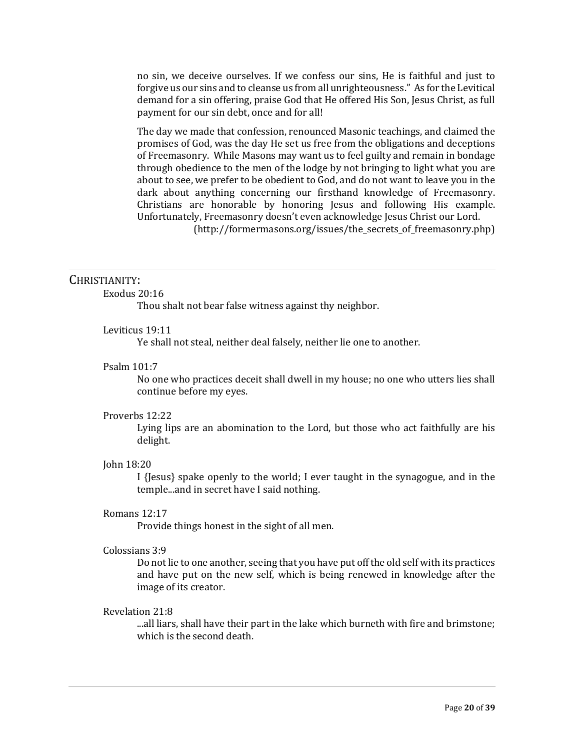no sin, we deceive ourselves. If we confess our sins, He is faithful and just to forgive us our sins and to cleanse us from all unrighteousness." As for the Levitical demand for a sin offering, praise God that He offered His Son, Jesus Christ, as full payment for our sin debt, once and for all!

The day we made that confession, renounced Masonic teachings, and claimed the promises of God, was the day He set us free from the obligations and deceptions of Freemasonry. While Masons may want us to feel guilty and remain in bondage through obedience to the men of the lodge by not bringing to light what you are about to see, we prefer to be obedient to God, and do not want to leave you in the dark about anything concerning our firsthand knowledge of Freemasonry. Christians are honorable by honoring Jesus and following His example. Unfortunately, Freemasonry doesn't even acknowledge Jesus Christ our Lord.

(http://formermasons.org/issues/the_secrets_of_freemasonry.php)

---

## CHRISTIANITY:

Exodus 20:16

> Thou shalt not bear false witness against thy neighbor.

Leviticus 19:11

> Ye shall not steal, neither deal falsely, neither lie one to another.

Psalm 101:7

> No one who practices deceit shall dwell in my house; no one who utters lies shall continue before my eyes.

Proverbs 12:22

> Lying lips are an abomination to the Lord, but those who act faithfully are his delight.

John 18:20

> I {Jesus} spake openly to the world; I ever taught in the synagogue, and in the temple...and in secret have I said nothing.

Romans 12:17

> Provide things honest in the sight of all men.

Colossians 3:9

> Do not lie to one another, seeing that you have put off the old self with its practices and have put on the new self, which is being renewed in knowledge after the image of its creator.

Revelation 21:8

> ...all liars, shall have their part in the lake which burneth with fire and brimstone; which is the second death.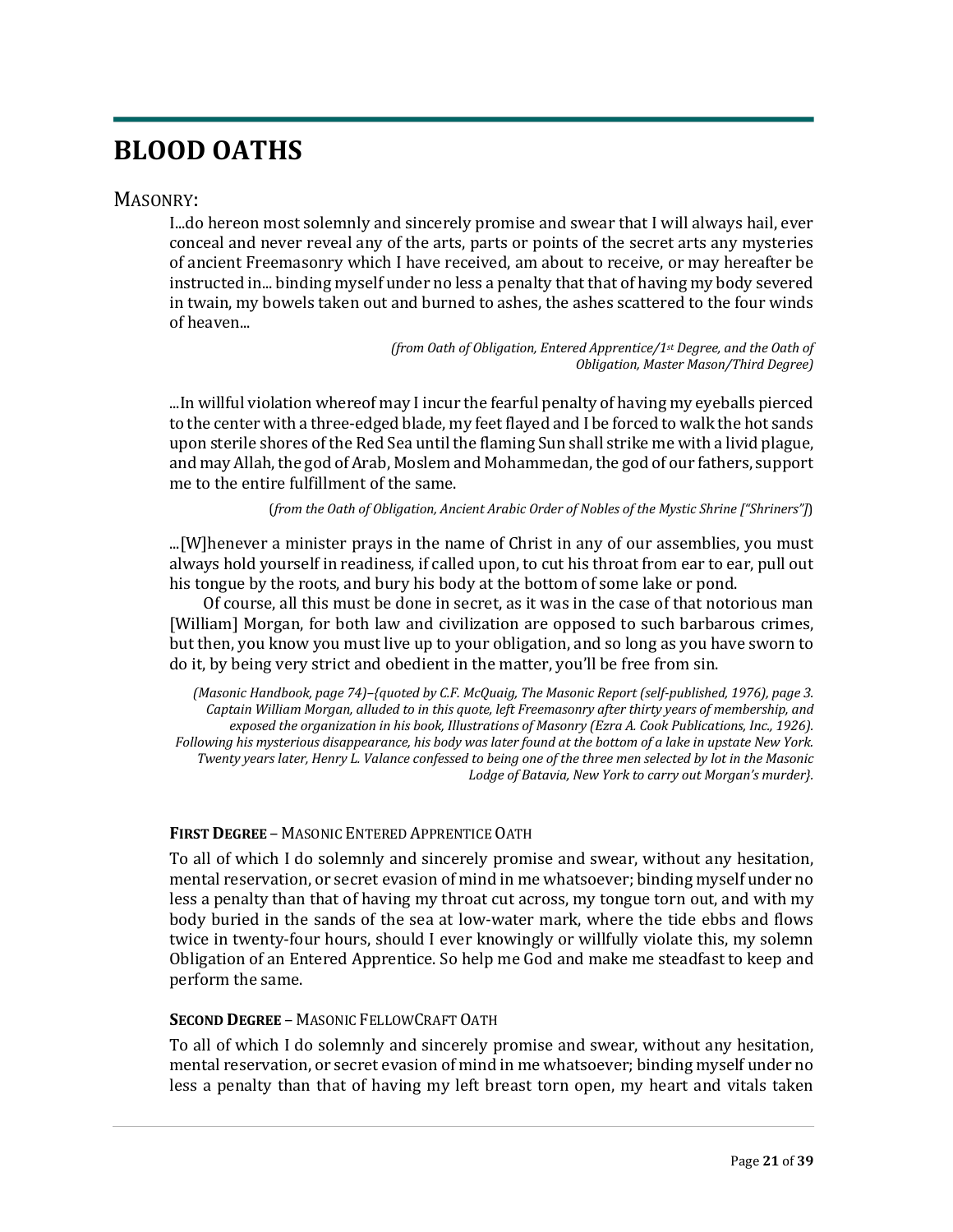# BLOOD OATHS

## MASONRY:

> I...do hereon most solemnly and sincerely promise and swear that I will always hail, ever conceal and never reveal any of the arts, parts or points of the secret arts any mysteries of ancient Freemasonry which I have received, am about to receive, or may hereafter be instructed in... binding myself under no less a penalty that that of having my body severed in twain, my bowels taken out and burned to ashes, the ashes scattered to the four winds of heaven...
>
> *(from Oath of Obligation, Entered Apprentice/1st Degree, and the Oath of Obligation, Master Mason/Third Degree)*
>
> ...In willful violation whereof may I incur the fearful penalty of having my eyeballs pierced to the center with a three-edged blade, my feet flayed and I be forced to walk the hot sands upon sterile shores of the Red Sea until the flaming Sun shall strike me with a livid plague, and may Allah, the god of Arab, Moslem and Mohammedan, the god of our fathers, support me to the entire fulfillment of the same.
>
> (*from the Oath of Obligation, Ancient Arabic Order of Nobles of the Mystic Shrine ["Shriners"]*)
>
> ...[W]henever a minister prays in the name of Christ in any of our assemblies, you must always hold yourself in readiness, if called upon, to cut his throat from ear to ear, pull out his tongue by the roots, and bury his body at the bottom of some lake or pond.
>
> Of course, all this must be done in secret, as it was in the case of that notorious man [William] Morgan, for both law and civilization are opposed to such barbarous crimes, but then, you know you must live up to your obligation, and so long as you have sworn to do it, by being very strict and obedient in the matter, you'll be free from sin.
>
> *(Masonic Handbook, page 74)–{quoted by C.F. McQuaig, The Masonic Report (self-published, 1976), page 3. Captain William Morgan, alluded to in this quote, left Freemasonry after thirty years of membership, and exposed the organization in his book, Illustrations of Masonry (Ezra A. Cook Publications, Inc., 1926). Following his mysterious disappearance, his body was later found at the bottom of a lake in upstate New York. Twenty years later, Henry L. Valance confessed to being one of the three men selected by lot in the Masonic Lodge of Batavia, New York to carry out Morgan's murder}.*

**FIRST DEGREE** – MASONIC ENTERED APPRENTICE OATH

To all of which I do solemnly and sincerely promise and swear, without any hesitation, mental reservation, or secret evasion of mind in me whatsoever; binding myself under no less a penalty than that of having my throat cut across, my tongue torn out, and with my body buried in the sands of the sea at low-water mark, where the tide ebbs and flows twice in twenty-four hours, should I ever knowingly or willfully violate this, my solemn Obligation of an Entered Apprentice. So help me God and make me steadfast to keep and perform the same.

**SECOND DEGREE** – MASONIC FELLOWCRAFT OATH

To all of which I do solemnly and sincerely promise and swear, without any hesitation, mental reservation, or secret evasion of mind in me whatsoever; binding myself under no less a penalty than that of having my left breast torn open, my heart and vitals taken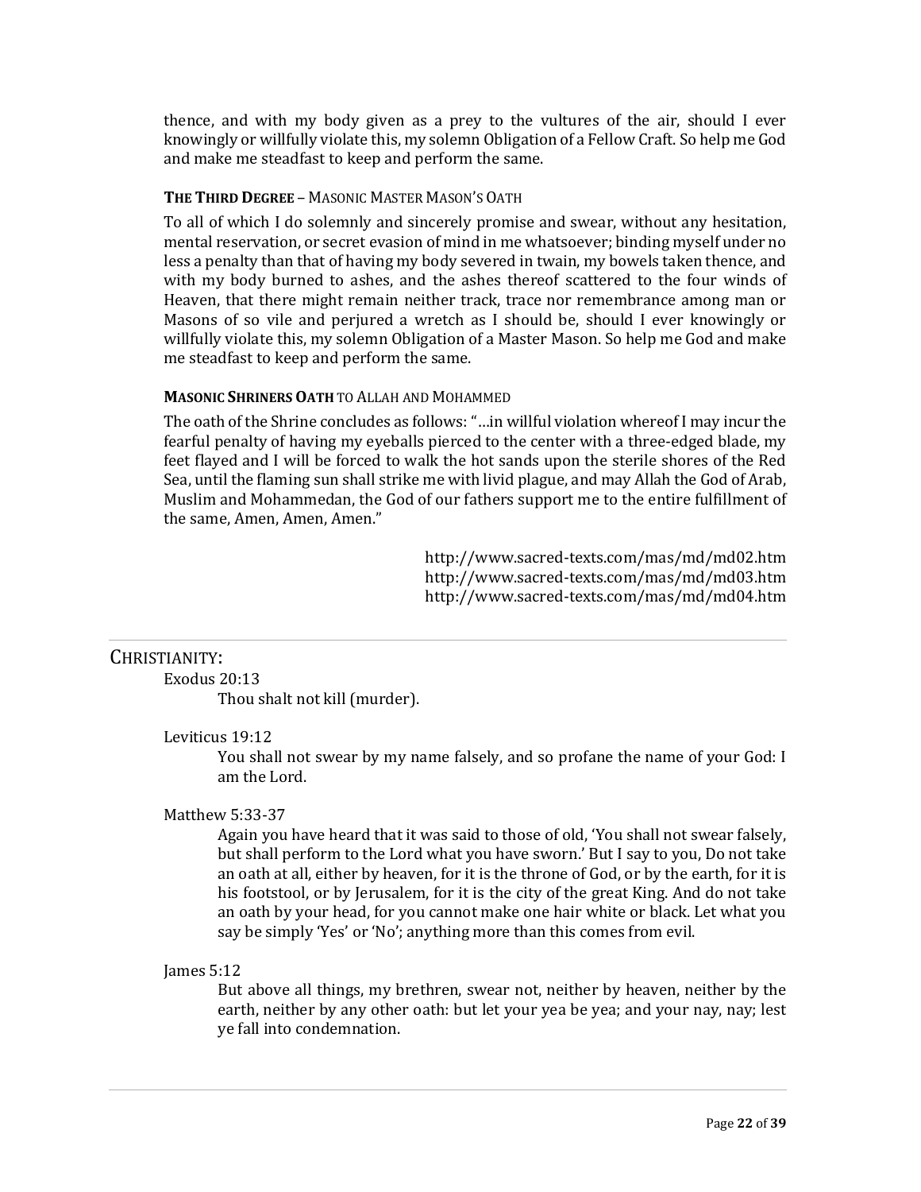thence, and with my body given as a prey to the vultures of the air, should I ever knowingly or willfully violate this, my solemn Obligation of a Fellow Craft. So help me God and make me steadfast to keep and perform the same.

**THE THIRD DEGREE** – MASONIC MASTER MASON'S OATH

To all of which I do solemnly and sincerely promise and swear, without any hesitation, mental reservation, or secret evasion of mind in me whatsoever; binding myself under no less a penalty than that of having my body severed in twain, my bowels taken thence, and with my body burned to ashes, and the ashes thereof scattered to the four winds of Heaven, that there might remain neither track, trace nor remembrance among man or Masons of so vile and perjured a wretch as I should be, should I ever knowingly or willfully violate this, my solemn Obligation of a Master Mason. So help me God and make me steadfast to keep and perform the same.

**MASONIC SHRINERS OATH** TO ALLAH AND MOHAMMED

The oath of the Shrine concludes as follows: "…in willful violation whereof I may incur the fearful penalty of having my eyeballs pierced to the center with a three-edged blade, my feet flayed and I will be forced to walk the hot sands upon the sterile shores of the Red Sea, until the flaming sun shall strike me with livid plague, and may Allah the God of Arab, Muslim and Mohammedan, the God of our fathers support me to the entire fulfillment of the same, Amen, Amen, Amen."

http://www.sacred-texts.com/mas/md/md02.htm
http://www.sacred-texts.com/mas/md/md03.htm
http://www.sacred-texts.com/mas/md/md04.htm

---

## CHRISTIANITY:

Exodus 20:13

> Thou shalt not kill (murder).

Leviticus 19:12

> You shall not swear by my name falsely, and so profane the name of your God: I am the Lord.

Matthew 5:33-37

> Again you have heard that it was said to those of old, 'You shall not swear falsely, but shall perform to the Lord what you have sworn.' But I say to you, Do not take an oath at all, either by heaven, for it is the throne of God, or by the earth, for it is his footstool, or by Jerusalem, for it is the city of the great King. And do not take an oath by your head, for you cannot make one hair white or black. Let what you say be simply 'Yes' or 'No'; anything more than this comes from evil.

James 5:12

> But above all things, my brethren, swear not, neither by heaven, neither by the earth, neither by any other oath: but let your yea be yea; and your nay, nay; lest ye fall into condemnation.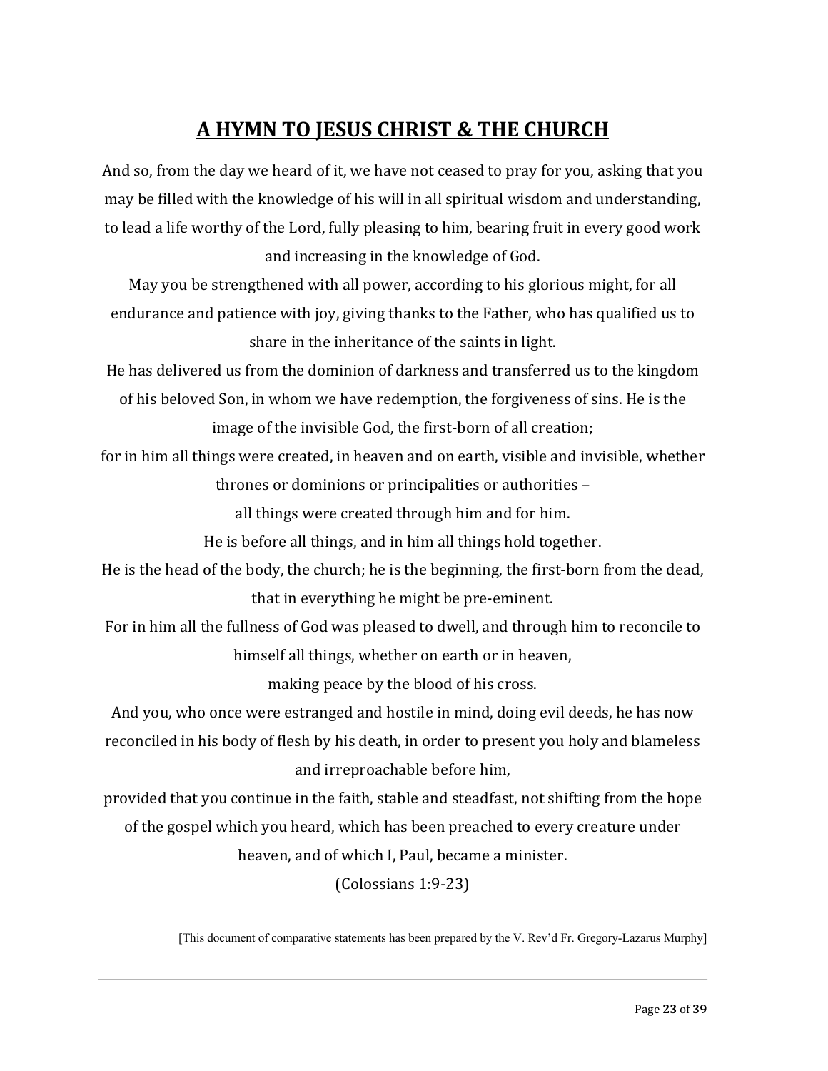## A HYMN TO JESUS CHRIST & THE CHURCH

And so, from the day we heard of it, we have not ceased to pray for you, asking that you may be filled with the knowledge of his will in all spiritual wisdom and understanding, to lead a life worthy of the Lord, fully pleasing to him, bearing fruit in every good work and increasing in the knowledge of God.

May you be strengthened with all power, according to his glorious might, for all endurance and patience with joy, giving thanks to the Father, who has qualified us to share in the inheritance of the saints in light.

He has delivered us from the dominion of darkness and transferred us to the kingdom of his beloved Son, in whom we have redemption, the forgiveness of sins. He is the image of the invisible God, the first-born of all creation;

for in him all things were created, in heaven and on earth, visible and invisible, whether thrones or dominions or principalities or authorities –

all things were created through him and for him.

He is before all things, and in him all things hold together.

He is the head of the body, the church; he is the beginning, the first-born from the dead, that in everything he might be pre-eminent.

For in him all the fullness of God was pleased to dwell, and through him to reconcile to himself all things, whether on earth or in heaven,

making peace by the blood of his cross.

And you, who once were estranged and hostile in mind, doing evil deeds, he has now reconciled in his body of flesh by his death, in order to present you holy and blameless and irreproachable before him,

provided that you continue in the faith, stable and steadfast, not shifting from the hope of the gospel which you heard, which has been preached to every creature under heaven, and of which I, Paul, became a minister.

(Colossians 1:9-23)

[This document of comparative statements has been prepared by the V. Rev'd Fr. Gregory-Lazarus Murphy]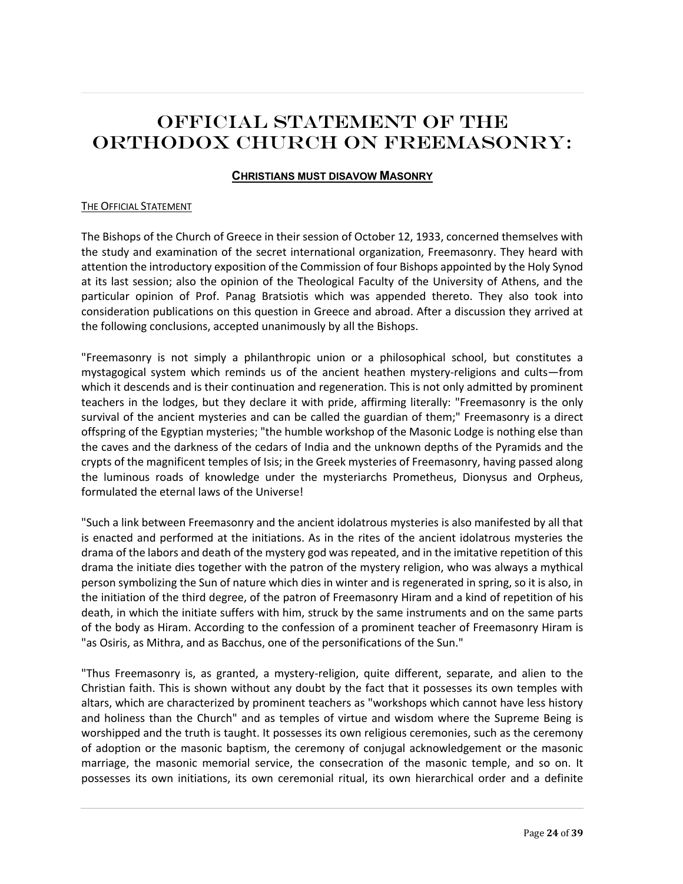# Official Statement of the Orthodox Church on Freemasonry:

### Christians must disavow Masonry

The Official Statement

The Bishops of the Church of Greece in their session of October 12, 1933, concerned themselves with the study and examination of the secret international organization, Freemasonry. They heard with attention the introductory exposition of the Commission of four Bishops appointed by the Holy Synod at its last session; also the opinion of the Theological Faculty of the University of Athens, and the particular opinion of Prof. Panag Bratsiotis which was appended thereto. They also took into consideration publications on this question in Greece and abroad. After a discussion they arrived at the following conclusions, accepted unanimously by all the Bishops.

"Freemasonry is not simply a philanthropic union or a philosophical school, but constitutes a mystagogical system which reminds us of the ancient heathen mystery-religions and cults—from which it descends and is their continuation and regeneration. This is not only admitted by prominent teachers in the lodges, but they declare it with pride, affirming literally: "Freemasonry is the only survival of the ancient mysteries and can be called the guardian of them;" Freemasonry is a direct offspring of the Egyptian mysteries; "the humble workshop of the Masonic Lodge is nothing else than the caves and the darkness of the cedars of India and the unknown depths of the Pyramids and the crypts of the magnificent temples of Isis; in the Greek mysteries of Freemasonry, having passed along the luminous roads of knowledge under the mysteriarchs Prometheus, Dionysus and Orpheus, formulated the eternal laws of the Universe!

"Such a link between Freemasonry and the ancient idolatrous mysteries is also manifested by all that is enacted and performed at the initiations. As in the rites of the ancient idolatrous mysteries the drama of the labors and death of the mystery god was repeated, and in the imitative repetition of this drama the initiate dies together with the patron of the mystery religion, who was always a mythical person symbolizing the Sun of nature which dies in winter and is regenerated in spring, so it is also, in the initiation of the third degree, of the patron of Freemasonry Hiram and a kind of repetition of his death, in which the initiate suffers with him, struck by the same instruments and on the same parts of the body as Hiram. According to the confession of a prominent teacher of Freemasonry Hiram is "as Osiris, as Mithra, and as Bacchus, one of the personifications of the Sun."

"Thus Freemasonry is, as granted, a mystery-religion, quite different, separate, and alien to the Christian faith. This is shown without any doubt by the fact that it possesses its own temples with altars, which are characterized by prominent teachers as "workshops which cannot have less history and holiness than the Church" and as temples of virtue and wisdom where the Supreme Being is worshipped and the truth is taught. It possesses its own religious ceremonies, such as the ceremony of adoption or the masonic baptism, the ceremony of conjugal acknowledgement or the masonic marriage, the masonic memorial service, the consecration of the masonic temple, and so on. It possesses its own initiations, its own ceremonial ritual, its own hierarchical order and a definite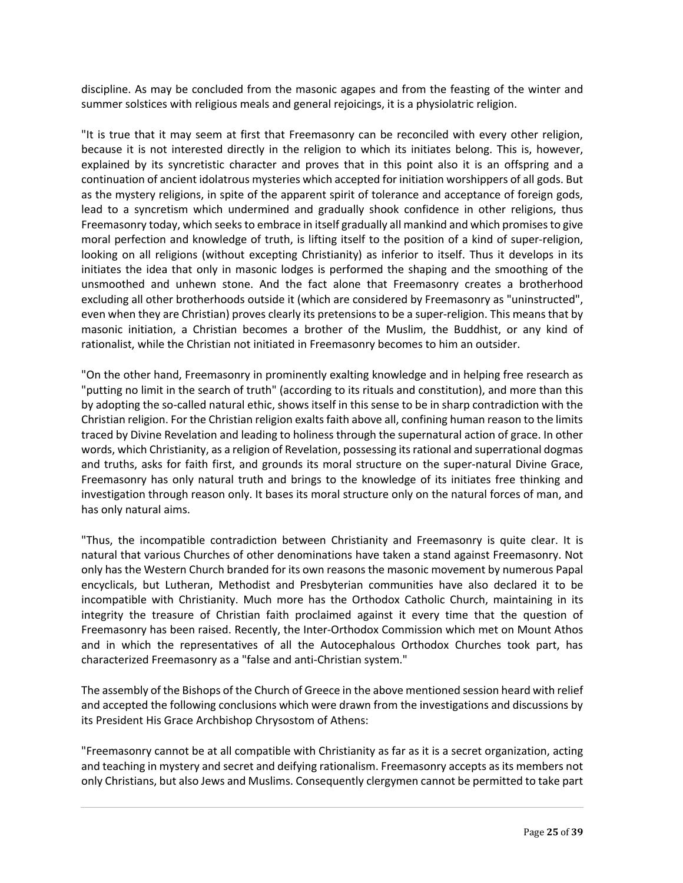discipline. As may be concluded from the masonic agapes and from the feasting of the winter and summer solstices with religious meals and general rejoicings, it is a physiolatric religion.

"It is true that it may seem at first that Freemasonry can be reconciled with every other religion, because it is not interested directly in the religion to which its initiates belong. This is, however, explained by its syncretistic character and proves that in this point also it is an offspring and a continuation of ancient idolatrous mysteries which accepted for initiation worshippers of all gods. But as the mystery religions, in spite of the apparent spirit of tolerance and acceptance of foreign gods, lead to a syncretism which undermined and gradually shook confidence in other religions, thus Freemasonry today, which seeks to embrace in itself gradually all mankind and which promises to give moral perfection and knowledge of truth, is lifting itself to the position of a kind of super-religion, looking on all religions (without excepting Christianity) as inferior to itself. Thus it develops in its initiates the idea that only in masonic lodges is performed the shaping and the smoothing of the unsmoothed and unhewn stone. And the fact alone that Freemasonry creates a brotherhood excluding all other brotherhoods outside it (which are considered by Freemasonry as "uninstructed", even when they are Christian) proves clearly its pretensions to be a super-religion. This means that by masonic initiation, a Christian becomes a brother of the Muslim, the Buddhist, or any kind of rationalist, while the Christian not initiated in Freemasonry becomes to him an outsider.

"On the other hand, Freemasonry in prominently exalting knowledge and in helping free research as "putting no limit in the search of truth" (according to its rituals and constitution), and more than this by adopting the so-called natural ethic, shows itself in this sense to be in sharp contradiction with the Christian religion. For the Christian religion exalts faith above all, confining human reason to the limits traced by Divine Revelation and leading to holiness through the supernatural action of grace. In other words, which Christianity, as a religion of Revelation, possessing its rational and superrational dogmas and truths, asks for faith first, and grounds its moral structure on the super-natural Divine Grace, Freemasonry has only natural truth and brings to the knowledge of its initiates free thinking and investigation through reason only. It bases its moral structure only on the natural forces of man, and has only natural aims.

"Thus, the incompatible contradiction between Christianity and Freemasonry is quite clear. It is natural that various Churches of other denominations have taken a stand against Freemasonry. Not only has the Western Church branded for its own reasons the masonic movement by numerous Papal encyclicals, but Lutheran, Methodist and Presbyterian communities have also declared it to be incompatible with Christianity. Much more has the Orthodox Catholic Church, maintaining in its integrity the treasure of Christian faith proclaimed against it every time that the question of Freemasonry has been raised. Recently, the Inter-Orthodox Commission which met on Mount Athos and in which the representatives of all the Autocephalous Orthodox Churches took part, has characterized Freemasonry as a "false and anti-Christian system."

The assembly of the Bishops of the Church of Greece in the above mentioned session heard with relief and accepted the following conclusions which were drawn from the investigations and discussions by its President His Grace Archbishop Chrysostom of Athens:

"Freemasonry cannot be at all compatible with Christianity as far as it is a secret organization, acting and teaching in mystery and secret and deifying rationalism. Freemasonry accepts as its members not only Christians, but also Jews and Muslims. Consequently clergymen cannot be permitted to take part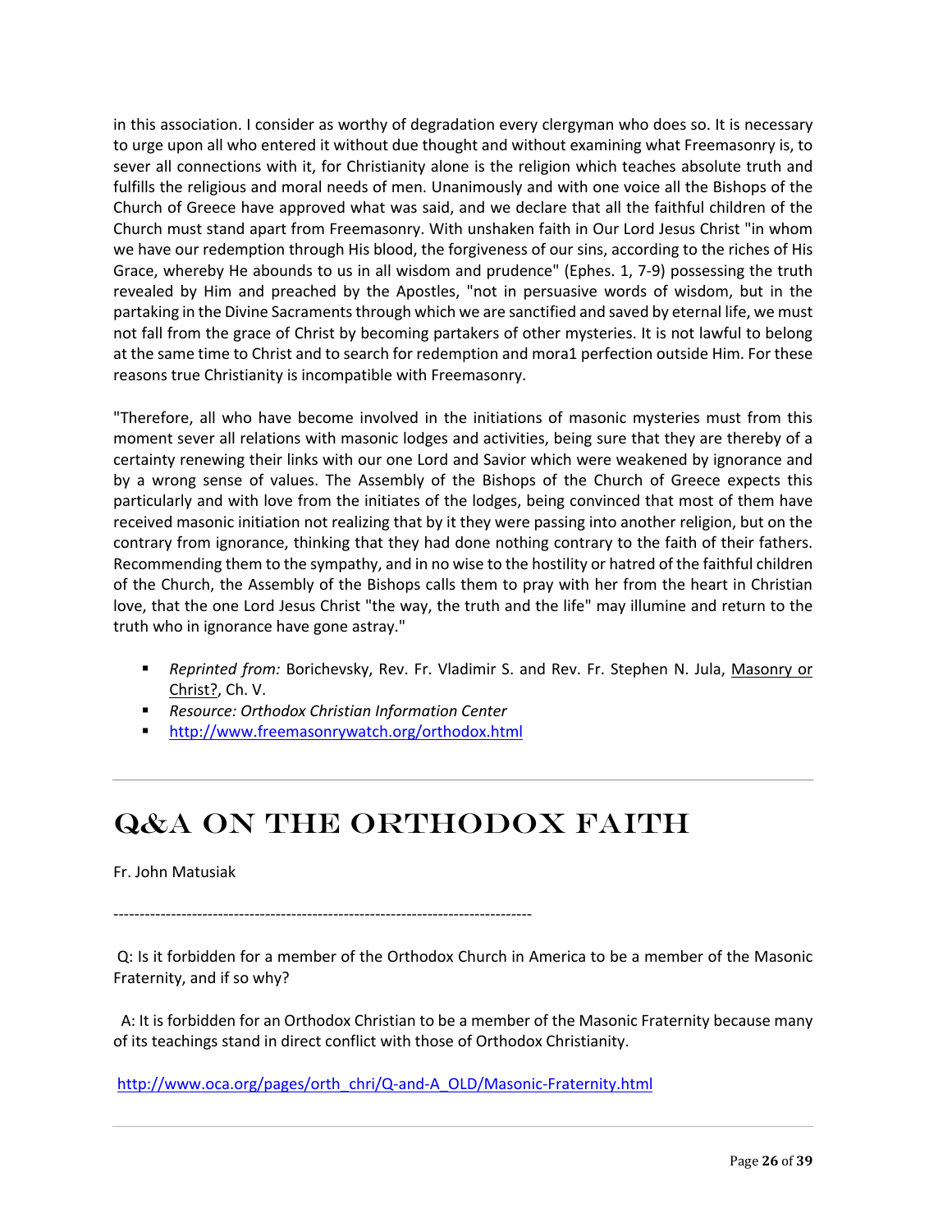in this association. I consider as worthy of degradation every clergyman who does so. It is necessary to urge upon all who entered it without due thought and without examining what Freemasonry is, to sever all connections with it, for Christianity alone is the religion which teaches absolute truth and fulfills the religious and moral needs of men. Unanimously and with one voice all the Bishops of the Church of Greece have approved what was said, and we declare that all the faithful children of the Church must stand apart from Freemasonry. With unshaken faith in Our Lord Jesus Christ "in whom we have our redemption through His blood, the forgiveness of our sins, according to the riches of His Grace, whereby He abounds to us in all wisdom and prudence" (Ephes. 1, 7-9) possessing the truth revealed by Him and preached by the Apostles, "not in persuasive words of wisdom, but in the partaking in the Divine Sacraments through which we are sanctified and saved by eternal life, we must not fall from the grace of Christ by becoming partakers of other mysteries. It is not lawful to belong at the same time to Christ and to search for redemption and mora1 perfection outside Him. For these reasons true Christianity is incompatible with Freemasonry.

"Therefore, all who have become involved in the initiations of masonic mysteries must from this moment sever all relations with masonic lodges and activities, being sure that they are thereby of a certainty renewing their links with our one Lord and Savior which were weakened by ignorance and by a wrong sense of values. The Assembly of the Bishops of the Church of Greece expects this particularly and with love from the initiates of the lodges, being convinced that most of them have received masonic initiation not realizing that by it they were passing into another religion, but on the contrary from ignorance, thinking that they had done nothing contrary to the faith of their fathers. Recommending them to the sympathy, and in no wise to the hostility or hatred of the faithful children of the Church, the Assembly of the Bishops calls them to pray with her from the heart in Christian love, that the one Lord Jesus Christ "the way, the truth and the life" may illumine and return to the truth who in ignorance have gone astray."

- *Reprinted from:* Borichevsky, Rev. Fr. Vladimir S. and Rev. Fr. Stephen N. Jula, Masonry or Christ?, Ch. V.
- *Resource: Orthodox Christian Information Center*
- http://www.freemasonrywatch.org/orthodox.html

---

# Q&A ON THE ORTHODOX FAITH

Fr. John Matusiak

--------------------------------------------------------------------------------

Q: Is it forbidden for a member of the Orthodox Church in America to be a member of the Masonic Fraternity, and if so why?

A: It is forbidden for an Orthodox Christian to be a member of the Masonic Fraternity because many of its teachings stand in direct conflict with those of Orthodox Christianity.

http://www.oca.org/pages/orth_chri/Q-and-A_OLD/Masonic-Fraternity.html

---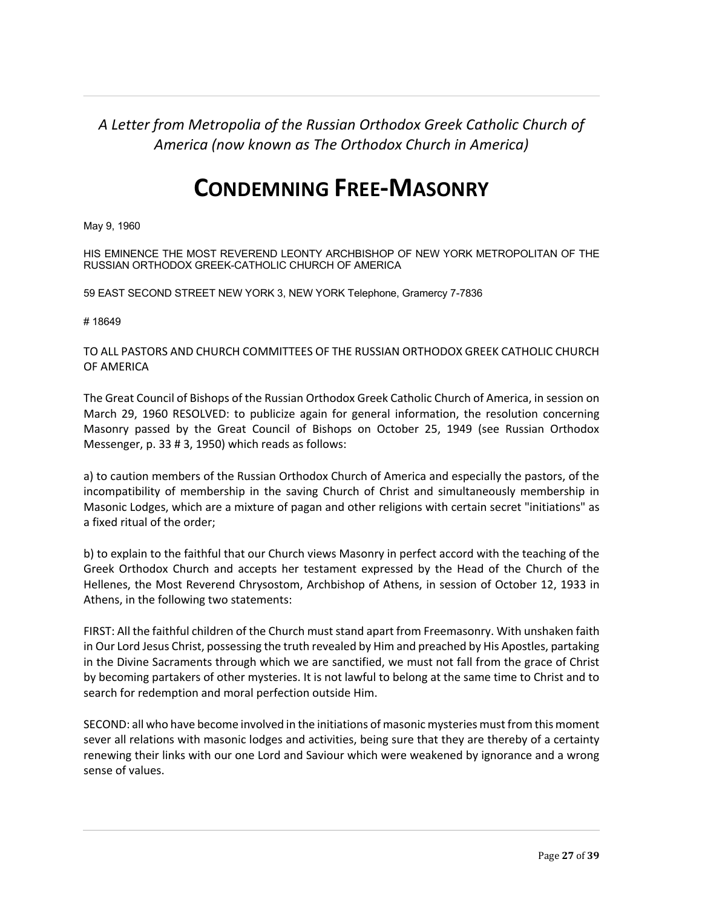*A Letter from Metropolia of the Russian Orthodox Greek Catholic Church of America (now known as The Orthodox Church in America)*

# CONDEMNING FREE-MASONRY

May 9, 1960

HIS EMINENCE THE MOST REVEREND LEONTY ARCHBISHOP OF NEW YORK METROPOLITAN OF THE RUSSIAN ORTHODOX GREEK-CATHOLIC CHURCH OF AMERICA

59 EAST SECOND STREET NEW YORK 3, NEW YORK Telephone, Gramercy 7-7836

# 18649

TO ALL PASTORS AND CHURCH COMMITTEES OF THE RUSSIAN ORTHODOX GREEK CATHOLIC CHURCH OF AMERICA

The Great Council of Bishops of the Russian Orthodox Greek Catholic Church of America, in session on March 29, 1960 RESOLVED: to publicize again for general information, the resolution concerning Masonry passed by the Great Council of Bishops on October 25, 1949 (see Russian Orthodox Messenger, p. 33 # 3, 1950) which reads as follows:

a) to caution members of the Russian Orthodox Church of America and especially the pastors, of the incompatibility of membership in the saving Church of Christ and simultaneously membership in Masonic Lodges, which are a mixture of pagan and other religions with certain secret "initiations" as a fixed ritual of the order;

b) to explain to the faithful that our Church views Masonry in perfect accord with the teaching of the Greek Orthodox Church and accepts her testament expressed by the Head of the Church of the Hellenes, the Most Reverend Chrysostom, Archbishop of Athens, in session of October 12, 1933 in Athens, in the following two statements:

FIRST: All the faithful children of the Church must stand apart from Freemasonry. With unshaken faith in Our Lord Jesus Christ, possessing the truth revealed by Him and preached by His Apostles, partaking in the Divine Sacraments through which we are sanctified, we must not fall from the grace of Christ by becoming partakers of other mysteries. It is not lawful to belong at the same time to Christ and to search for redemption and moral perfection outside Him.

SECOND: all who have become involved in the initiations of masonic mysteries must from this moment sever all relations with masonic lodges and activities, being sure that they are thereby of a certainty renewing their links with our one Lord and Saviour which were weakened by ignorance and a wrong sense of values.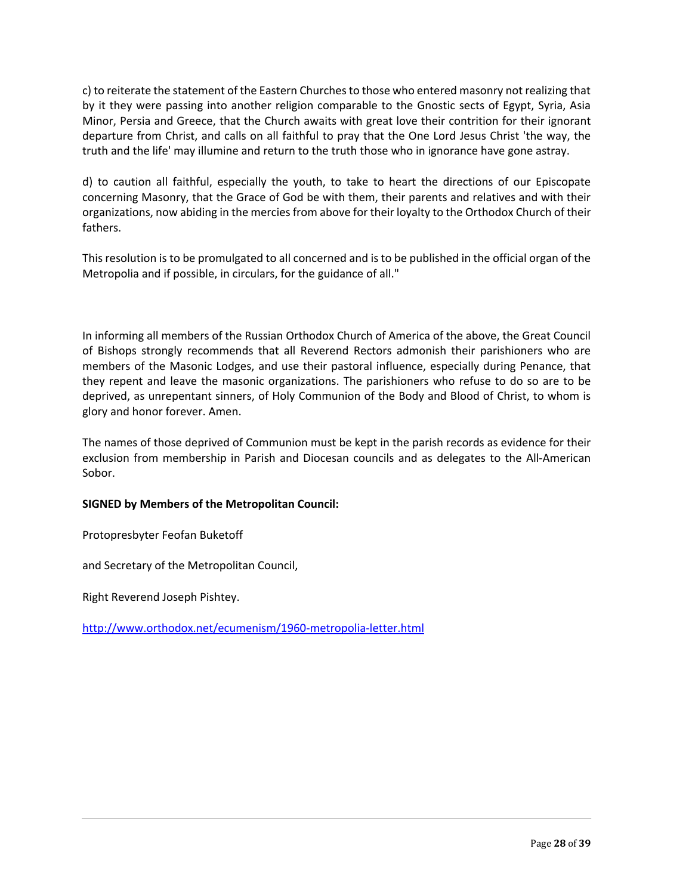c) to reiterate the statement of the Eastern Churches to those who entered masonry not realizing that by it they were passing into another religion comparable to the Gnostic sects of Egypt, Syria, Asia Minor, Persia and Greece, that the Church awaits with great love their contrition for their ignorant departure from Christ, and calls on all faithful to pray that the One Lord Jesus Christ 'the way, the truth and the life' may illumine and return to the truth those who in ignorance have gone astray.

d) to caution all faithful, especially the youth, to take to heart the directions of our Episcopate concerning Masonry, that the Grace of God be with them, their parents and relatives and with their organizations, now abiding in the mercies from above for their loyalty to the Orthodox Church of their fathers.

This resolution is to be promulgated to all concerned and is to be published in the official organ of the Metropolia and if possible, in circulars, for the guidance of all."

In informing all members of the Russian Orthodox Church of America of the above, the Great Council of Bishops strongly recommends that all Reverend Rectors admonish their parishioners who are members of the Masonic Lodges, and use their pastoral influence, especially during Penance, that they repent and leave the masonic organizations. The parishioners who refuse to do so are to be deprived, as unrepentant sinners, of Holy Communion of the Body and Blood of Christ, to whom is glory and honor forever. Amen.

The names of those deprived of Communion must be kept in the parish records as evidence for their exclusion from membership in Parish and Diocesan councils and as delegates to the All-American Sobor.

**SIGNED by Members of the Metropolitan Council:**

Protopresbyter Feofan Buketoff

and Secretary of the Metropolitan Council,

Right Reverend Joseph Pishtey.

[http://www.orthodox.net/ecumenism/1960-metropolia-letter.html](http://www.orthodox.net/ecumenism/1960-metropolia-letter.html)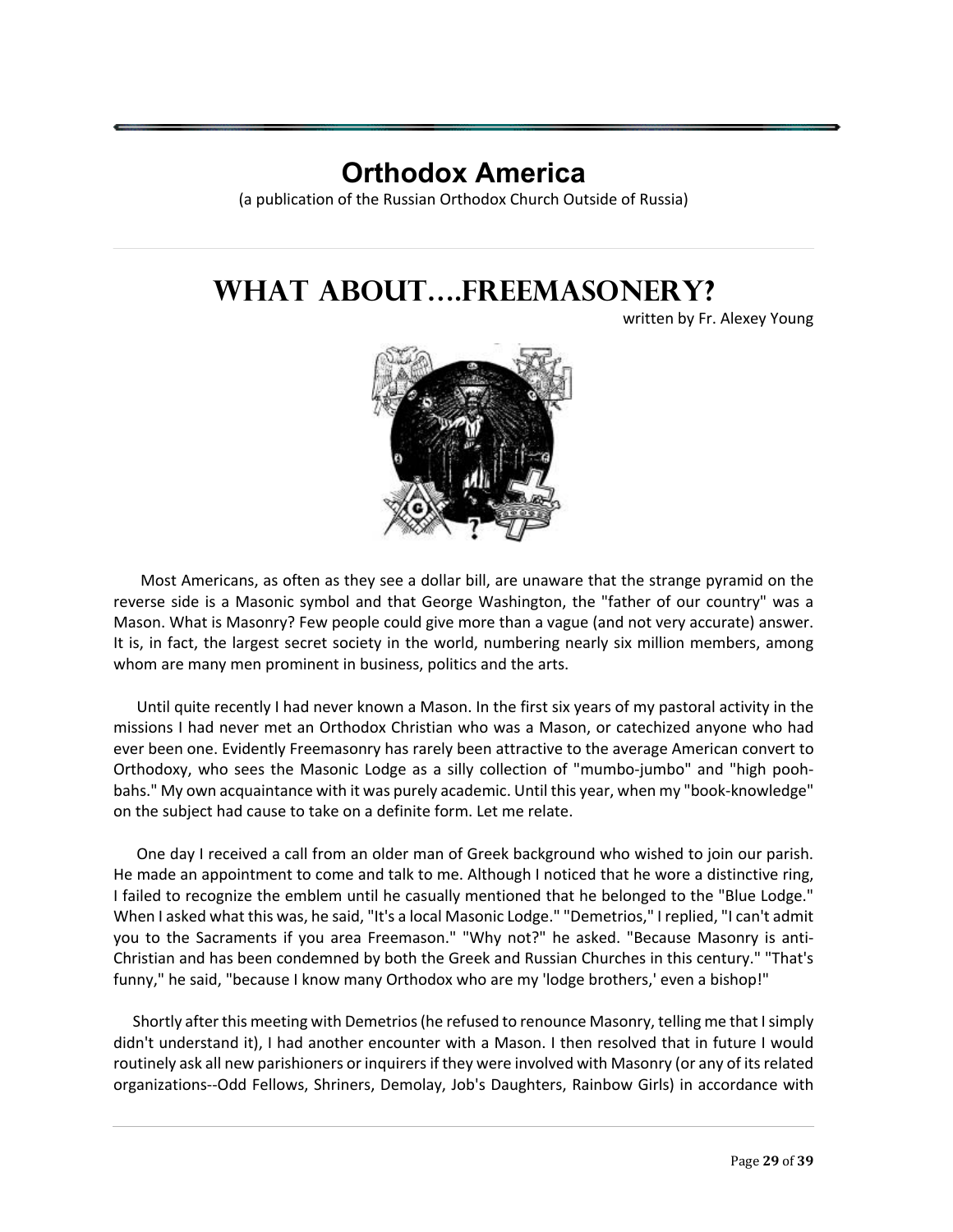# Orthodox America

(a publication of the Russian Orthodox Church Outside of Russia)

## WHAT ABOUT....FREEMASONERY?

written by Fr. Alexey Young

Most Americans, as often as they see a dollar bill, are unaware that the strange pyramid on the reverse side is a Masonic symbol and that George Washington, the "father of our country" was a Mason. What is Masonry? Few people could give more than a vague (and not very accurate) answer. It is, in fact, the largest secret society in the world, numbering nearly six million members, among whom are many men prominent in business, politics and the arts.

Until quite recently I had never known a Mason. In the first six years of my pastoral activity in the missions I had never met an Orthodox Christian who was a Mason, or catechized anyone who had ever been one. Evidently Freemasonry has rarely been attractive to the average American convert to Orthodoxy, who sees the Masonic Lodge as a silly collection of "mumbo-jumbo" and "high pooh-bahs." My own acquaintance with it was purely academic. Until this year, when my "book-knowledge" on the subject had cause to take on a definite form. Let me relate.

One day I received a call from an older man of Greek background who wished to join our parish. He made an appointment to come and talk to me. Although I noticed that he wore a distinctive ring, I failed to recognize the emblem until he casually mentioned that he belonged to the "Blue Lodge." When I asked what this was, he said, "It's a local Masonic Lodge." "Demetrios," I replied, "I can't admit you to the Sacraments if you area Freemason." "Why not?" he asked. "Because Masonry is anti-Christian and has been condemned by both the Greek and Russian Churches in this century." "That's funny," he said, "because I know many Orthodox who are my 'lodge brothers,' even a bishop!"

Shortly after this meeting with Demetrios (he refused to renounce Masonry, telling me that I simply didn't understand it), I had another encounter with a Mason. I then resolved that in future I would routinely ask all new parishioners or inquirers if they were involved with Masonry (or any of its related organizations--Odd Fellows, Shriners, Demolay, Job's Daughters, Rainbow Girls) in accordance with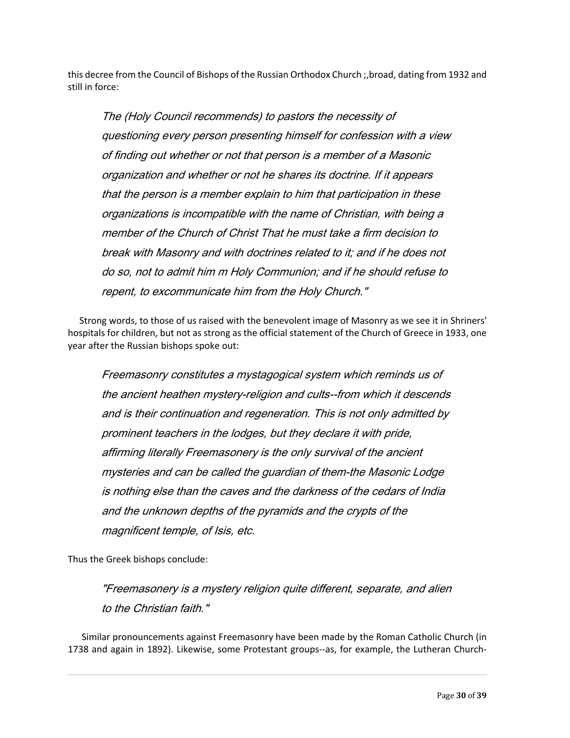this decree from the Council of Bishops of the Russian Orthodox Church ;,broad, dating from 1932 and still in force:

> *The (Holy Council recommends) to pastors the necessity of questioning every person presenting himself for confession with a view of finding out whether or not that person is a member of a Masonic organization and whether or not he shares its doctrine. If it appears that the person is a member explain to him that participation in these organizations is incompatible with the name of Christian, with being a member of the Church of Christ That he must take a firm decision to break with Masonry and with doctrines related to it; and if he does not do so, not to admit him m Holy Communion; and if he should refuse to repent, to excommunicate him from the Holy Church."*

Strong words, to those of us raised with the benevolent image of Masonry as we see it in Shriners' hospitals for children, but not as strong as the official statement of the Church of Greece in 1933, one year after the Russian bishops spoke out:

> *Freemasonry constitutes a mystagogical system which reminds us of the ancient heathen mystery-religion and cults--from which it descends and is their continuation and regeneration. This is not only admitted by prominent teachers in the lodges, but they declare it with pride, affirming literally Freemasonery is the only survival of the ancient mysteries and can be called the guardian of them-the Masonic Lodge is nothing else than the caves and the darkness of the cedars of India and the unknown depths of the pyramids and the crypts of the magnificent temple, of Isis, etc.*

Thus the Greek bishops conclude:

> *"Freemasonery is a mystery religion quite different, separate, and alien to the Christian faith."*

Similar pronouncements against Freemasonry have been made by the Roman Catholic Church (in 1738 and again in 1892). Likewise, some Protestant groups--as, for example, the Lutheran Church-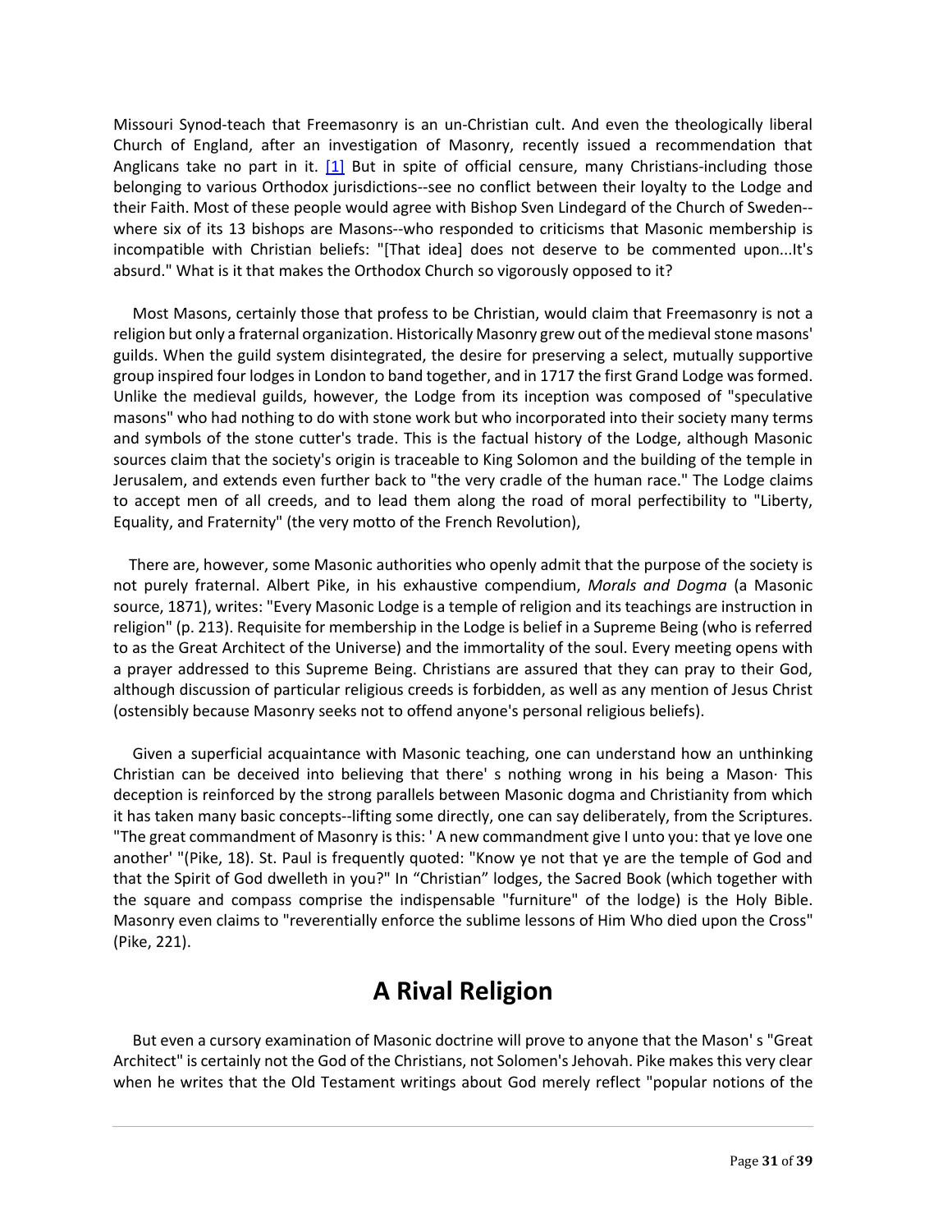Missouri Synod-teach that Freemasonry is an un-Christian cult. And even the theologically liberal Church of England, after an investigation of Masonry, recently issued a recommendation that Anglicans take no part in it. [1] But in spite of official censure, many Christians-including those belonging to various Orthodox jurisdictions--see no conflict between their loyalty to the Lodge and their Faith. Most of these people would agree with Bishop Sven Lindegard of the Church of Sweden--where six of its 13 bishops are Masons--who responded to criticisms that Masonic membership is incompatible with Christian beliefs: "[That idea] does not deserve to be commented upon...It's absurd." What is it that makes the Orthodox Church so vigorously opposed to it?

Most Masons, certainly those that profess to be Christian, would claim that Freemasonry is not a religion but only a fraternal organization. Historically Masonry grew out of the medieval stone masons' guilds. When the guild system disintegrated, the desire for preserving a select, mutually supportive group inspired four lodges in London to band together, and in 1717 the first Grand Lodge was formed. Unlike the medieval guilds, however, the Lodge from its inception was composed of "speculative masons" who had nothing to do with stone work but who incorporated into their society many terms and symbols of the stone cutter's trade. This is the factual history of the Lodge, although Masonic sources claim that the society's origin is traceable to King Solomon and the building of the temple in Jerusalem, and extends even further back to "the very cradle of the human race." The Lodge claims to accept men of all creeds, and to lead them along the road of moral perfectibility to "Liberty, Equality, and Fraternity" (the very motto of the French Revolution),

There are, however, some Masonic authorities who openly admit that the purpose of the society is not purely fraternal. Albert Pike, in his exhaustive compendium, *Morals and Dogma* (a Masonic source, 1871), writes: "Every Masonic Lodge is a temple of religion and its teachings are instruction in religion" (p. 213). Requisite for membership in the Lodge is belief in a Supreme Being (who is referred to as the Great Architect of the Universe) and the immortality of the soul. Every meeting opens with a prayer addressed to this Supreme Being. Christians are assured that they can pray to their God, although discussion of particular religious creeds is forbidden, as well as any mention of Jesus Christ (ostensibly because Masonry seeks not to offend anyone's personal religious beliefs).

Given a superficial acquaintance with Masonic teaching, one can understand how an unthinking Christian can be deceived into believing that there' s nothing wrong in his being a Mason· This deception is reinforced by the strong parallels between Masonic dogma and Christianity from which it has taken many basic concepts--lifting some directly, one can say deliberately, from the Scriptures. "The great commandment of Masonry is this: ' A new commandment give I unto you: that ye love one another' "(Pike, 18). St. Paul is frequently quoted: "Know ye not that ye are the temple of God and that the Spirit of God dwelleth in you?" In "Christian" lodges, the Sacred Book (which together with the square and compass comprise the indispensable "furniture" of the lodge) is the Holy Bible. Masonry even claims to "reverentially enforce the sublime lessons of Him Who died upon the Cross" (Pike, 221).

## A Rival Religion

But even a cursory examination of Masonic doctrine will prove to anyone that the Mason' s "Great Architect" is certainly not the God of the Christians, not Solomen's Jehovah. Pike makes this very clear when he writes that the Old Testament writings about God merely reflect "popular notions of the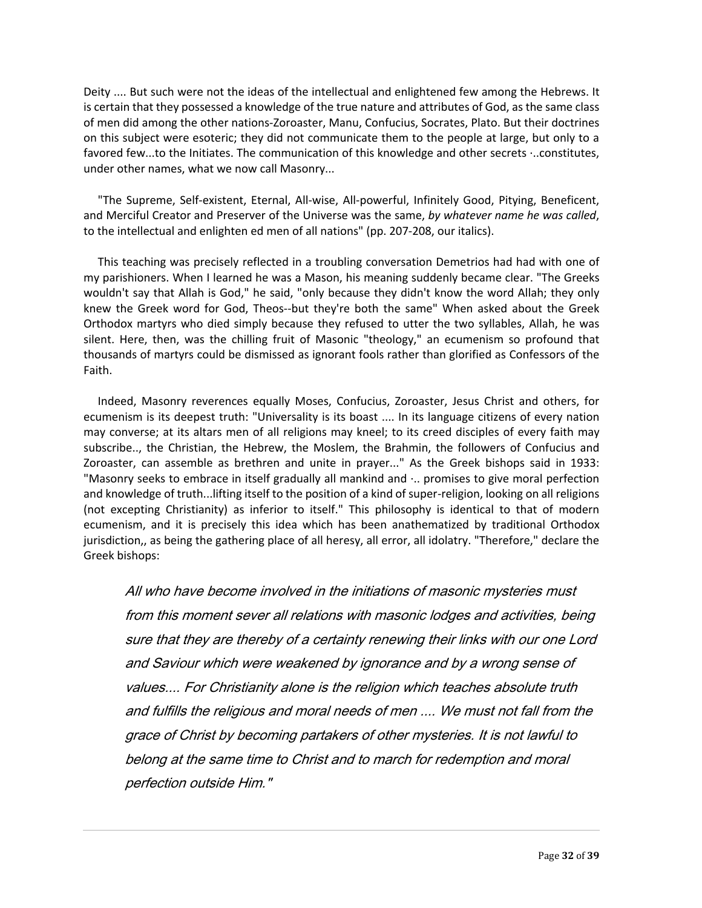Deity .... But such were not the ideas of the intellectual and enlightened few among the Hebrews. It is certain that they possessed a knowledge of the true nature and attributes of God, as the same class of men did among the other nations-Zoroaster, Manu, Confucius, Socrates, Plato. But their doctrines on this subject were esoteric; they did not communicate them to the people at large, but only to a favored few...to the Initiates. The communication of this knowledge and other secrets ·..constitutes, under other names, what we now call Masonry...

"The Supreme, Self-existent, Eternal, All-wise, All-powerful, Infinitely Good, Pitying, Beneficent, and Merciful Creator and Preserver of the Universe was the same, *by whatever name he was called*, to the intellectual and enlighten ed men of all nations" (pp. 207-208, our italics).

This teaching was precisely reflected in a troubling conversation Demetrios had had with one of my parishioners. When I learned he was a Mason, his meaning suddenly became clear. "The Greeks wouldn't say that Allah is God," he said, "only because they didn't know the word Allah; they only knew the Greek word for God, Theos--but they're both the same" When asked about the Greek Orthodox martyrs who died simply because they refused to utter the two syllables, Allah, he was silent. Here, then, was the chilling fruit of Masonic "theology," an ecumenism so profound that thousands of martyrs could be dismissed as ignorant fools rather than glorified as Confessors of the Faith.

Indeed, Masonry reverences equally Moses, Confucius, Zoroaster, Jesus Christ and others, for ecumenism is its deepest truth: "Universality is its boast .... In its language citizens of every nation may converse; at its altars men of all religions may kneel; to its creed disciples of every faith may subscribe.., the Christian, the Hebrew, the Moslem, the Brahmin, the followers of Confucius and Zoroaster, can assemble as brethren and unite in prayer..." As the Greek bishops said in 1933: "Masonry seeks to embrace in itself gradually all mankind and ·.. promises to give moral perfection and knowledge of truth...lifting itself to the position of a kind of super-religion, looking on all religions (not excepting Christianity) as inferior to itself." This philosophy is identical to that of modern ecumenism, and it is precisely this idea which has been anathematized by traditional Orthodox jurisdiction,, as being the gathering place of all heresy, all error, all idolatry. "Therefore," declare the Greek bishops:

> *All who have become involved in the initiations of masonic mysteries must from this moment sever all relations with masonic lodges and activities, being sure that they are thereby of a certainty renewing their links with our one Lord and Saviour which were weakened by ignorance and by a wrong sense of values.... For Christianity alone is the religion which teaches absolute truth and fulfills the religious and moral needs of men .... We must not fall from the grace of Christ by becoming partakers of other mysteries. It is not lawful to belong at the same time to Christ and to march for redemption and moral perfection outside Him."*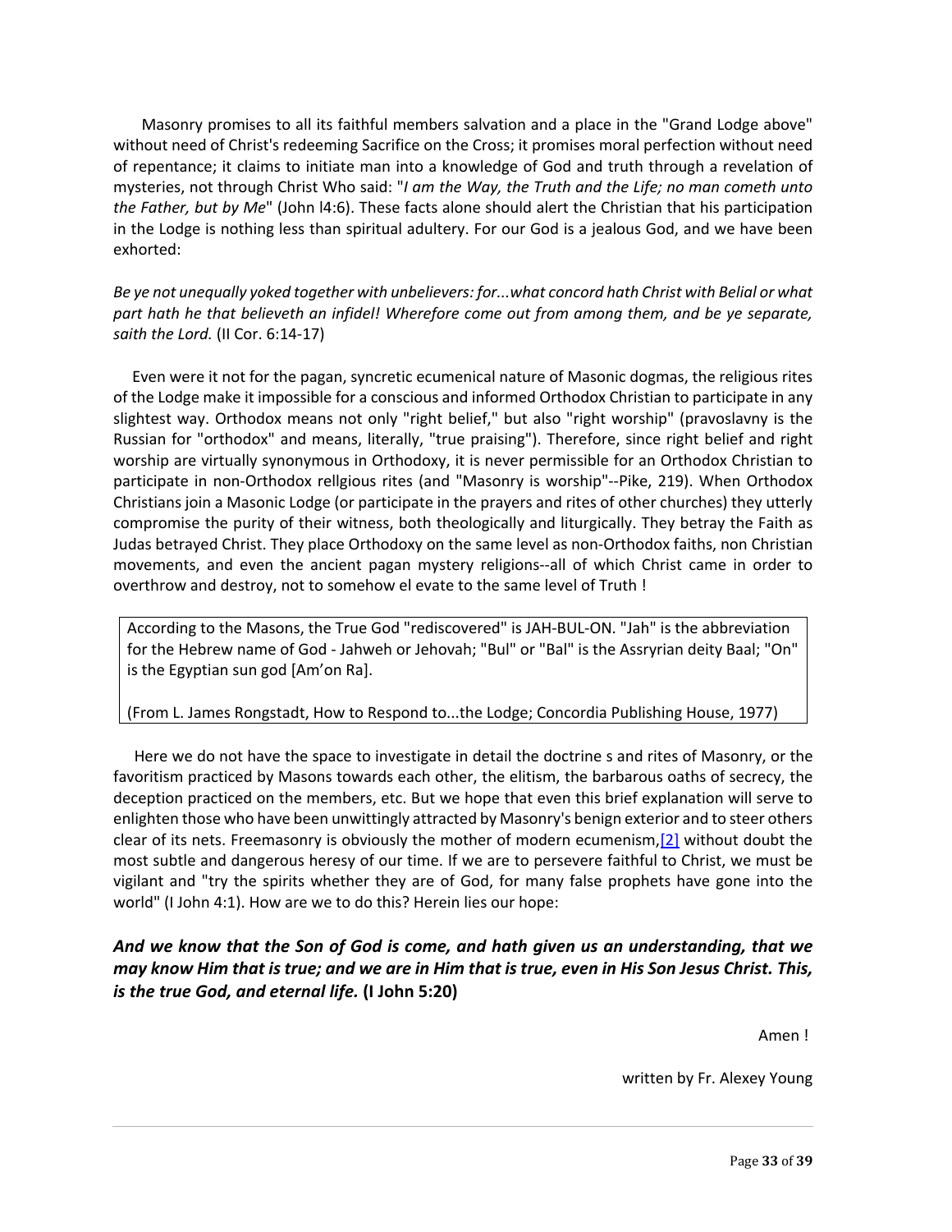Masonry promises to all its faithful members salvation and a place in the "Grand Lodge above" without need of Christ's redeeming Sacrifice on the Cross; it promises moral perfection without need of repentance; it claims to initiate man into a knowledge of God and truth through a revelation of mysteries, not through Christ Who said: "*I am the Way, the Truth and the Life; no man cometh unto the Father, but by Me*" (John l4:6). These facts alone should alert the Christian that his participation in the Lodge is nothing less than spiritual adultery. For our God is a jealous God, and we have been exhorted:

*Be ye not unequally yoked together with unbelievers: for...what concord hath Christ with Belial or what part hath he that believeth an infidel! Wherefore come out from among them, and be ye separate, saith the Lord.* (II Cor. 6:14-17)

Even were it not for the pagan, syncretic ecumenical nature of Masonic dogmas, the religious rites of the Lodge make it impossible for a conscious and informed Orthodox Christian to participate in any slightest way. Orthodox means not only "right belief," but also "right worship" (pravoslavny is the Russian for "orthodox" and means, literally, "true praising"). Therefore, since right belief and right worship are virtually synonymous in Orthodoxy, it is never permissible for an Orthodox Christian to participate in non-Orthodox rellgious rites (and "Masonry is worship"--Pike, 219). When Orthodox Christians join a Masonic Lodge (or participate in the prayers and rites of other churches) they utterly compromise the purity of their witness, both theologically and liturgically. They betray the Faith as Judas betrayed Christ. They place Orthodoxy on the same level as non-Orthodox faiths, non Christian movements, and even the ancient pagan mystery religions--all of which Christ came in order to overthrow and destroy, not to somehow el evate to the same level of Truth !

> According to the Masons, the True God "rediscovered" is JAH-BUL-ON. "Jah" is the abbreviation for the Hebrew name of God - Jahweh or Jehovah; "Bul" or "Bal" is the Assryrian deity Baal; "On" is the Egyptian sun god [Am'on Ra].
>
> (From L. James Rongstadt, How to Respond to...the Lodge; Concordia Publishing House, 1977)

Here we do not have the space to investigate in detail the doctrine s and rites of Masonry, or the favoritism practiced by Masons towards each other, the elitism, the barbarous oaths of secrecy, the deception practiced on the members, etc. But we hope that even this brief explanation will serve to enlighten those who have been unwittingly attracted by Masonry's benign exterior and to steer others clear of its nets. Freemasonry is obviously the mother of modern ecumenism,[2] without doubt the most subtle and dangerous heresy of our time. If we are to persevere faithful to Christ, we must be vigilant and "try the spirits whether they are of God, for many false prophets have gone into the world" (I John 4:1). How are we to do this? Herein lies our hope:

***And we know that the Son of God is come, and hath given us an understanding, that we may know Him that is true; and we are in Him that is true, even in His Son Jesus Christ. This, is the true God, and eternal life.* (I John 5:20)**

Amen !

written by Fr. Alexey Young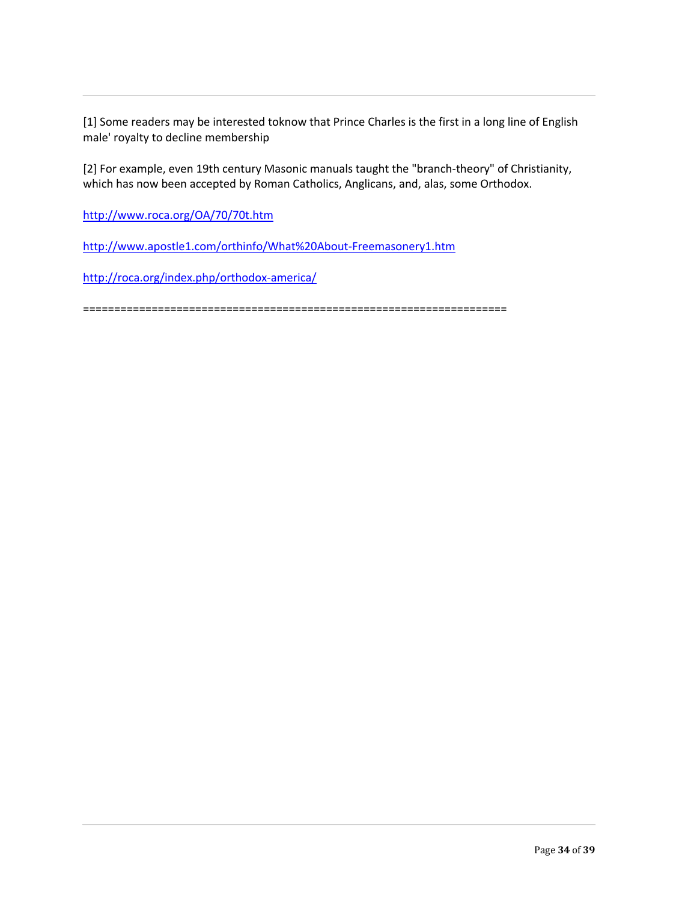[1] Some readers may be interested toknow that Prince Charles is the first in a long line of English male' royalty to decline membership

[2] For example, even 19th century Masonic manuals taught the "branch-theory" of Christianity, which has now been accepted by Roman Catholics, Anglicans, and, alas, some Orthodox.

http://www.roca.org/OA/70/70t.htm

http://www.apostle1.com/orthinfo/What%20About-Freemasonery1.htm

http://roca.org/index.php/orthodox-america/

==================================================================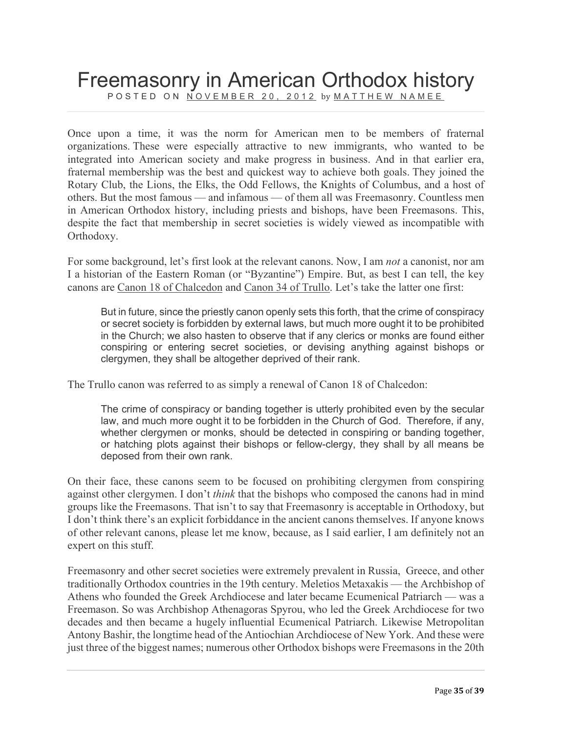# Freemasonry in American Orthodox history

POSTED ON NOVEMBER 20, 2012 by MATTHEW NAMEE

Once upon a time, it was the norm for American men to be members of fraternal organizations. These were especially attractive to new immigrants, who wanted to be integrated into American society and make progress in business. And in that earlier era, fraternal membership was the best and quickest way to achieve both goals. They joined the Rotary Club, the Lions, the Elks, the Odd Fellows, the Knights of Columbus, and a host of others. But the most famous — and infamous — of them all was Freemasonry. Countless men in American Orthodox history, including priests and bishops, have been Freemasons. This, despite the fact that membership in secret societies is widely viewed as incompatible with Orthodoxy.

For some background, let's first look at the relevant canons. Now, I am *not* a canonist, nor am I a historian of the Eastern Roman (or "Byzantine") Empire. But, as best I can tell, the key canons are Canon 18 of Chalcedon and Canon 34 of Trullo. Let's take the latter one first:

> But in future, since the priestly canon openly sets this forth, that the crime of conspiracy or secret society is forbidden by external laws, but much more ought it to be prohibited in the Church; we also hasten to observe that if any clerics or monks are found either conspiring or entering secret societies, or devising anything against bishops or clergymen, they shall be altogether deprived of their rank.

The Trullo canon was referred to as simply a renewal of Canon 18 of Chalcedon:

> The crime of conspiracy or banding together is utterly prohibited even by the secular law, and much more ought it to be forbidden in the Church of God. Therefore, if any, whether clergymen or monks, should be detected in conspiring or banding together, or hatching plots against their bishops or fellow-clergy, they shall by all means be deposed from their own rank.

On their face, these canons seem to be focused on prohibiting clergymen from conspiring against other clergymen. I don't *think* that the bishops who composed the canons had in mind groups like the Freemasons. That isn't to say that Freemasonry is acceptable in Orthodoxy, but I don't think there's an explicit forbiddance in the ancient canons themselves. If anyone knows of other relevant canons, please let me know, because, as I said earlier, I am definitely not an expert on this stuff.

Freemasonry and other secret societies were extremely prevalent in Russia, Greece, and other traditionally Orthodox countries in the 19th century. Meletios Metaxakis — the Archbishop of Athens who founded the Greek Archdiocese and later became Ecumenical Patriarch — was a Freemason. So was Archbishop Athenagoras Spyrou, who led the Greek Archdiocese for two decades and then became a hugely influential Ecumenical Patriarch. Likewise Metropolitan Antony Bashir, the longtime head of the Antiochian Archdiocese of New York. And these were just three of the biggest names; numerous other Orthodox bishops were Freemasons in the 20th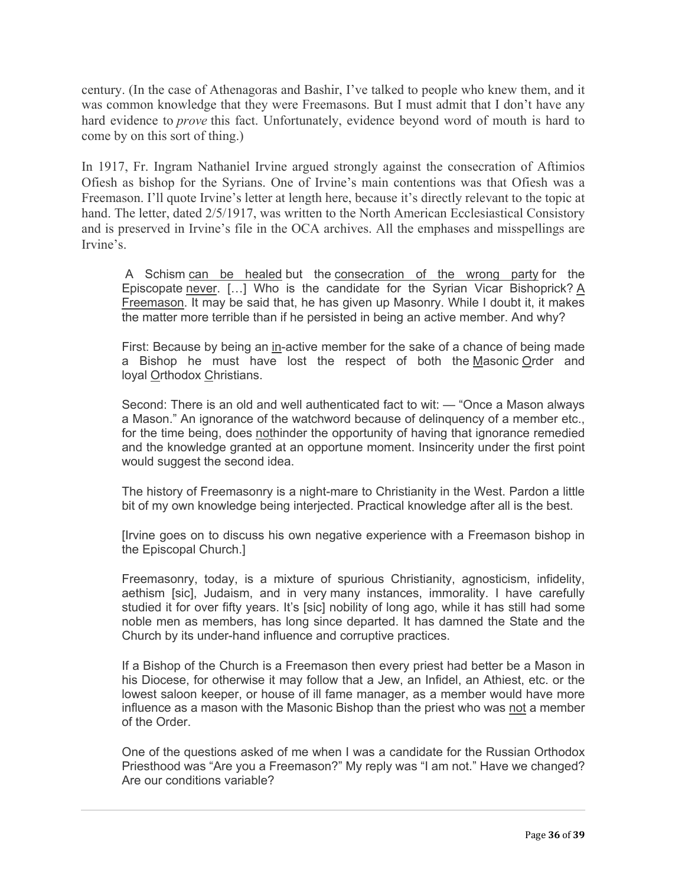century. (In the case of Athenagoras and Bashir, I've talked to people who knew them, and it was common knowledge that they were Freemasons. But I must admit that I don't have any hard evidence to *prove* this fact. Unfortunately, evidence beyond word of mouth is hard to come by on this sort of thing.)

In 1917, Fr. Ingram Nathaniel Irvine argued strongly against the consecration of Aftimios Ofiesh as bishop for the Syrians. One of Irvine's main contentions was that Ofiesh was a Freemason. I'll quote Irvine's letter at length here, because it's directly relevant to the topic at hand. The letter, dated 2/5/1917, was written to the North American Ecclesiastical Consistory and is preserved in Irvine's file in the OCA archives. All the emphases and misspellings are Irvine's.

> A Schism <u>can be healed</u> but the <u>consecration of the wrong party</u> for the Episcopate <u>never</u>. […] Who is the candidate for the Syrian Vicar Bishoprick? <u>A Freemason</u>. It may be said that, he has given up Masonry. While I doubt it, it makes the matter more terrible than if he persisted in being an active member. And why?
>
> First: Because by being an <u>in</u>-active member for the sake of a chance of being made a Bishop he must have lost the respect of both the <u>M</u>asonic <u>O</u>rder and loyal <u>O</u>rthodox <u>C</u>hristians.
>
> Second: There is an old and well authenticated fact to wit: — "Once a Mason always a Mason." An ignorance of the watchword because of delinquency of a member etc., for the time being, does <u>not</u>hinder the opportunity of having that ignorance remedied and the knowledge granted at an opportune moment. Insincerity under the first point would suggest the second idea.
>
> The history of Freemasonry is a night-mare to Christianity in the West. Pardon a little bit of my own knowledge being interjected. Practical knowledge after all is the best.
>
> [Irvine goes on to discuss his own negative experience with a Freemason bishop in the Episcopal Church.]
>
> Freemasonry, today, is a mixture of spurious Christianity, agnosticism, infidelity, aethism [sic], Judaism, and in very many instances, immorality. I have carefully studied it for over fifty years. It's [sic] nobility of long ago, while it has still had some noble men as members, has long since departed. It has damned the State and the Church by its under-hand influence and corruptive practices.
>
> If a Bishop of the Church is a Freemason then every priest had better be a Mason in his Diocese, for otherwise it may follow that a Jew, an Infidel, an Athiest, etc. or the lowest saloon keeper, or house of ill fame manager, as a member would have more influence as a mason with the Masonic Bishop than the priest who was <u>not</u> a member of the Order.
>
> One of the questions asked of me when I was a candidate for the Russian Orthodox Priesthood was "Are you a Freemason?" My reply was "I am not." Have we changed? Are our conditions variable?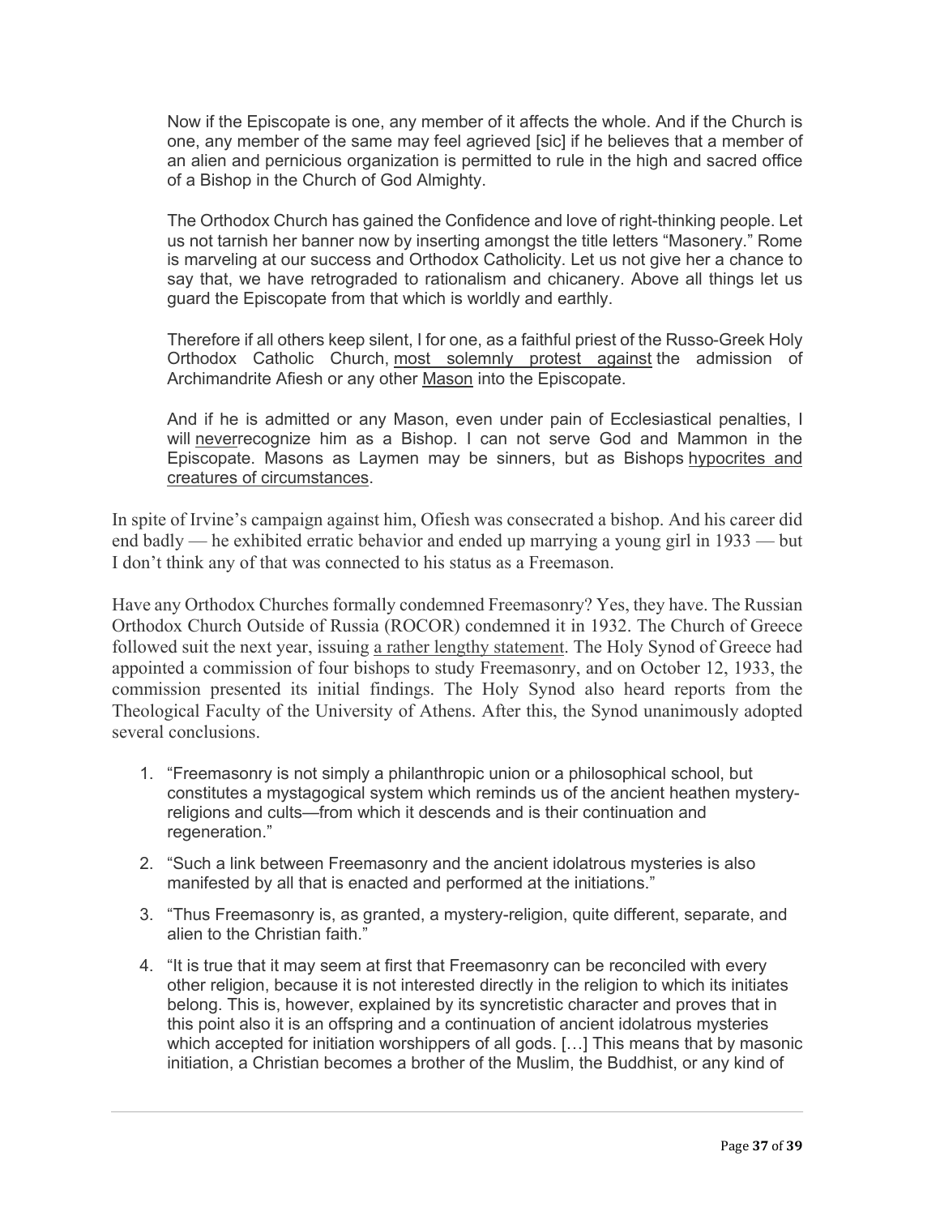> Now if the Episcopate is one, any member of it affects the whole. And if the Church is one, any member of the same may feel agrieved [sic] if he believes that a member of an alien and pernicious organization is permitted to rule in the high and sacred office of a Bishop in the Church of God Almighty.
>
> The Orthodox Church has gained the Confidence and love of right-thinking people. Let us not tarnish her banner now by inserting amongst the title letters "Masonery." Rome is marveling at our success and Orthodox Catholicity. Let us not give her a chance to say that, we have retrograded to rationalism and chicanery. Above all things let us guard the Episcopate from that which is worldly and earthly.
>
> Therefore if all others keep silent, I for one, as a faithful priest of the Russo-Greek Holy Orthodox Catholic Church, <u>most solemnly protest against</u> the admission of Archimandrite Afiesh or any other <u>Mason</u> into the Episcopate.
>
> And if he is admitted or any Mason, even under pain of Ecclesiastical penalties, I will <u>never</u>recognize him as a Bishop. I can not serve God and Mammon in the Episcopate. Masons as Laymen may be sinners, but as Bishops <u>hypocrites and creatures of circumstances</u>.

In spite of Irvine's campaign against him, Ofiesh was consecrated a bishop. And his career did end badly — he exhibited erratic behavior and ended up marrying a young girl in 1933 — but I don't think any of that was connected to his status as a Freemason.

Have any Orthodox Churches formally condemned Freemasonry? Yes, they have. The Russian Orthodox Church Outside of Russia (ROCOR) condemned it in 1932. The Church of Greece followed suit the next year, issuing <u>a rather lengthy statement</u>. The Holy Synod of Greece had appointed a commission of four bishops to study Freemasonry, and on October 12, 1933, the commission presented its initial findings. The Holy Synod also heard reports from the Theological Faculty of the University of Athens. After this, the Synod unanimously adopted several conclusions.

1. "Freemasonry is not simply a philanthropic union or a philosophical school, but constitutes a mystagogical system which reminds us of the ancient heathen mystery-religions and cults—from which it descends and is their continuation and regeneration."
2. "Such a link between Freemasonry and the ancient idolatrous mysteries is also manifested by all that is enacted and performed at the initiations."
3. "Thus Freemasonry is, as granted, a mystery-religion, quite different, separate, and alien to the Christian faith."
4. "It is true that it may seem at first that Freemasonry can be reconciled with every other religion, because it is not interested directly in the religion to which its initiates belong. This is, however, explained by its syncretistic character and proves that in this point also it is an offspring and a continuation of ancient idolatrous mysteries which accepted for initiation worshippers of all gods. […] This means that by masonic initiation, a Christian becomes a brother of the Muslim, the Buddhist, or any kind of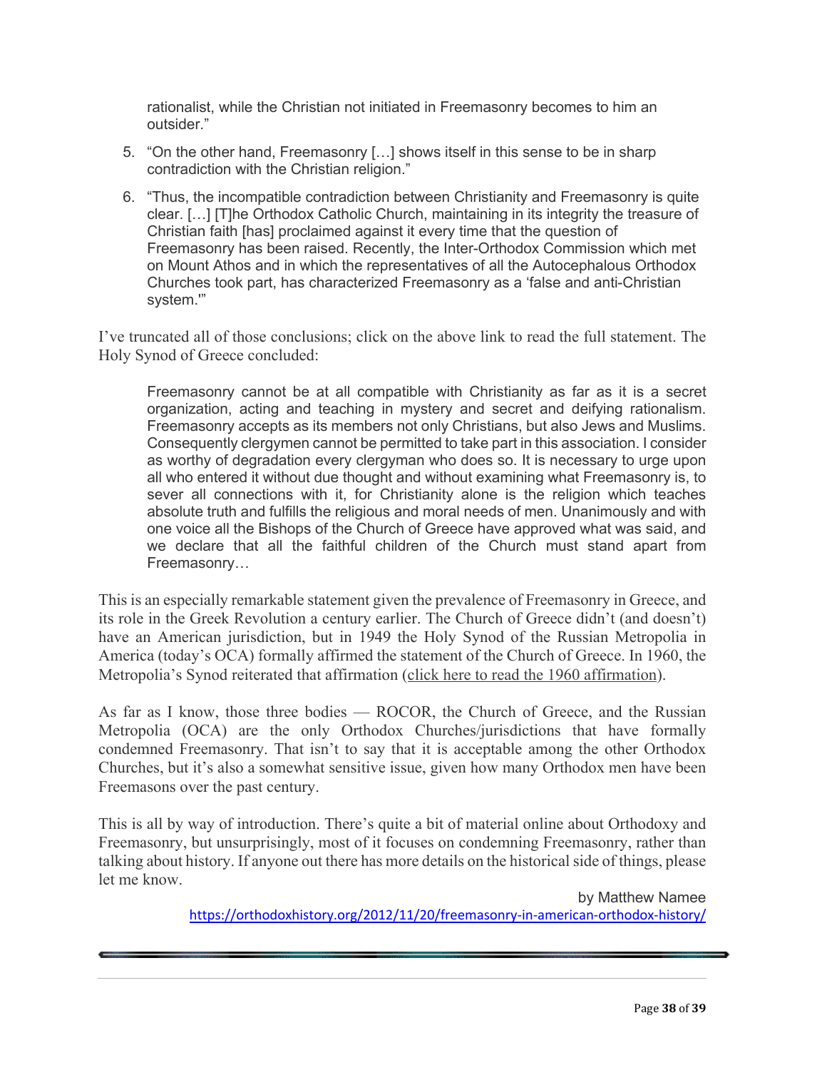rationalist, while the Christian not initiated in Freemasonry becomes to him an outsider."

5. "On the other hand, Freemasonry […] shows itself in this sense to be in sharp contradiction with the Christian religion."
6. "Thus, the incompatible contradiction between Christianity and Freemasonry is quite clear. […] [T]he Orthodox Catholic Church, maintaining in its integrity the treasure of Christian faith [has] proclaimed against it every time that the question of Freemasonry has been raised. Recently, the Inter-Orthodox Commission which met on Mount Athos and in which the representatives of all the Autocephalous Orthodox Churches took part, has characterized Freemasonry as a 'false and anti-Christian system.'"

I've truncated all of those conclusions; click on the above link to read the full statement. The Holy Synod of Greece concluded:

> Freemasonry cannot be at all compatible with Christianity as far as it is a secret organization, acting and teaching in mystery and secret and deifying rationalism. Freemasonry accepts as its members not only Christians, but also Jews and Muslims. Consequently clergymen cannot be permitted to take part in this association. I consider as worthy of degradation every clergyman who does so. It is necessary to urge upon all who entered it without due thought and without examining what Freemasonry is, to sever all connections with it, for Christianity alone is the religion which teaches absolute truth and fulfills the religious and moral needs of men. Unanimously and with one voice all the Bishops of the Church of Greece have approved what was said, and we declare that all the faithful children of the Church must stand apart from Freemasonry…

This is an especially remarkable statement given the prevalence of Freemasonry in Greece, and its role in the Greek Revolution a century earlier. The Church of Greece didn't (and doesn't) have an American jurisdiction, but in 1949 the Holy Synod of the Russian Metropolia in America (today's OCA) formally affirmed the statement of the Church of Greece. In 1960, the Metropolia's Synod reiterated that affirmation (click here to read the 1960 affirmation).

As far as I know, those three bodies — ROCOR, the Church of Greece, and the Russian Metropolia (OCA) are the only Orthodox Churches/jurisdictions that have formally condemned Freemasonry. That isn't to say that it is acceptable among the other Orthodox Churches, but it's also a somewhat sensitive issue, given how many Orthodox men have been Freemasons over the past century.

This is all by way of introduction. There's quite a bit of material online about Orthodoxy and Freemasonry, but unsurprisingly, most of it focuses on condemning Freemasonry, rather than talking about history. If anyone out there has more details on the historical side of things, please let me know.

by Matthew Namee

https://orthodoxhistory.org/2012/11/20/freemasonry-in-american-orthodox-history/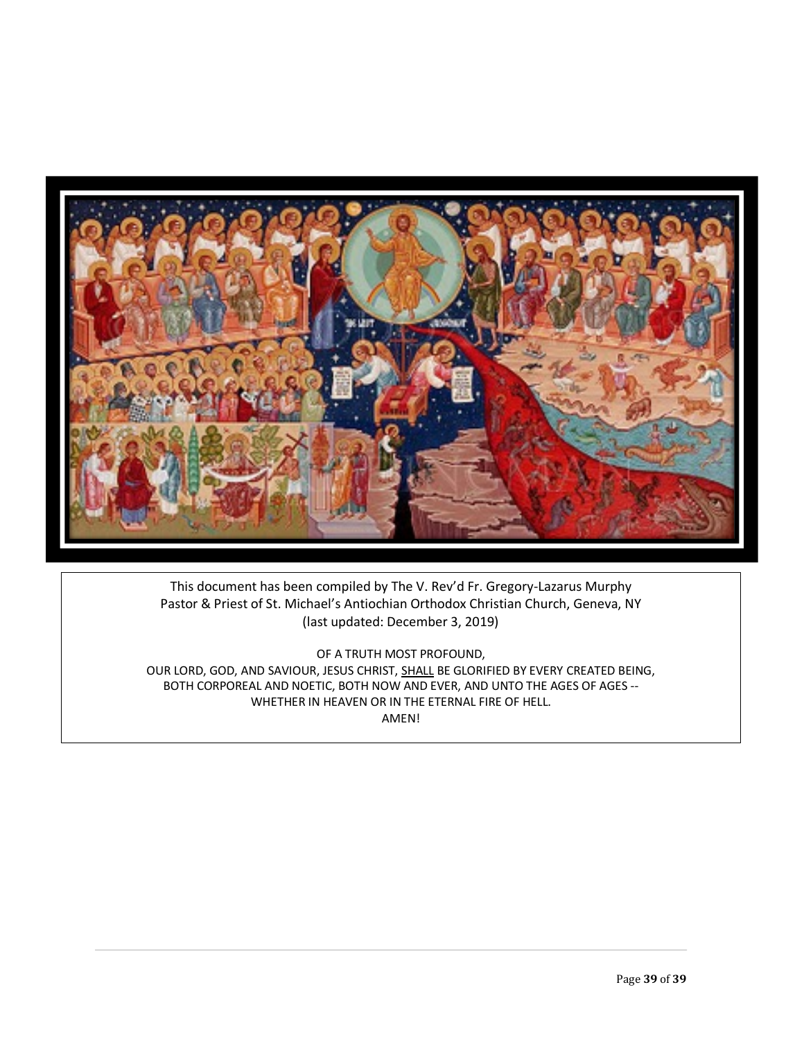This document has been compiled by The V. Rev'd Fr. Gregory-Lazarus Murphy
Pastor & Priest of St. Michael's Antiochian Orthodox Christian Church, Geneva, NY
(last updated: December 3, 2019)

OF A TRUTH MOST PROFOUND,
OUR LORD, GOD, AND SAVIOUR, JESUS CHRIST, <u>SHALL</u> BE GLORIFIED BY EVERY CREATED BEING,
BOTH CORPOREAL AND NOETIC, BOTH NOW AND EVER, AND UNTO THE AGES OF AGES --
WHETHER IN HEAVEN OR IN THE ETERNAL FIRE OF HELL.
AMEN!